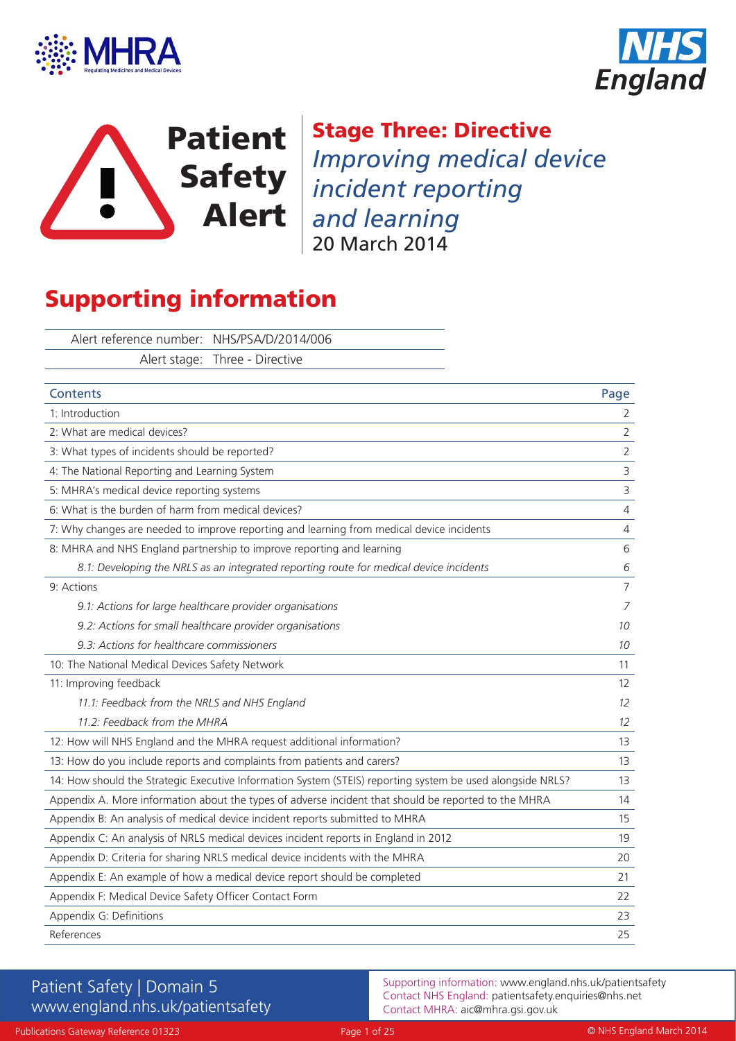# Patient Safety Alert

## Stage Three: Directive

*Improving medical device incident reporting and learning*

20 March 2014

# Supporting information

| | |
|---|---|
| Alert reference number: | NHS/PSA/D/2014/006 |
| Alert stage: | Three - Directive |

| Contents | Page |
|---|---|
| 1: Introduction | 2 |
| 2: What are medical devices? | 2 |
| 3: What types of incidents should be reported? | 2 |
| 4: The National Reporting and Learning System | 3 |
| 5: MHRA's medical device reporting systems | 3 |
| 6: What is the burden of harm from medical devices? | 4 |
| 7: Why changes are needed to improve reporting and learning from medical device incidents | 4 |
| 8: MHRA and NHS England partnership to improve reporting and learning | 6 |
| *8.1: Developing the NRLS as an integrated reporting route for medical device incidents* | *6* |
| 9: Actions | 7 |
| *9.1: Actions for large healthcare provider organisations* | *7* |
| *9.2: Actions for small healthcare provider organisations* | *10* |
| *9.3: Actions for healthcare commissioners* | *10* |
| 10: The National Medical Devices Safety Network | 11 |
| 11: Improving feedback | 12 |
| *11.1: Feedback from the NRLS and NHS England* | *12* |
| *11.2: Feedback from the MHRA* | *12* |
| 12: How will NHS England and the MHRA request additional information? | 13 |
| 13: How do you include reports and complaints from patients and carers? | 13 |
| 14: How should the Strategic Executive Information System (STEIS) reporting system be used alongside NRLS? | 13 |
| Appendix A. More information about the types of adverse incident that should be reported to the MHRA | 14 |
| Appendix B: An analysis of medical device incident reports submitted to MHRA | 15 |
| Appendix C: An analysis of NRLS medical devices incident reports in England in 2012 | 19 |
| Appendix D: Criteria for sharing NRLS medical device incidents with the MHRA | 20 |
| Appendix E: An example of how a medical device report should be completed | 21 |
| Appendix F: Medical Device Safety Officer Contact Form | 22 |
| Appendix G: Definitions | 23 |
| References | 25 |

Patient Safety | Domain 5
www.england.nhs.uk/patientsafety

Supporting information: www.england.nhs.uk/patientsafety
Contact NHS England: patientsafety.enquiries@nhs.net
Contact MHRA: aic@mhra.gsi.gov.uk

Publications Gateway Reference 01323

© NHS England March 2014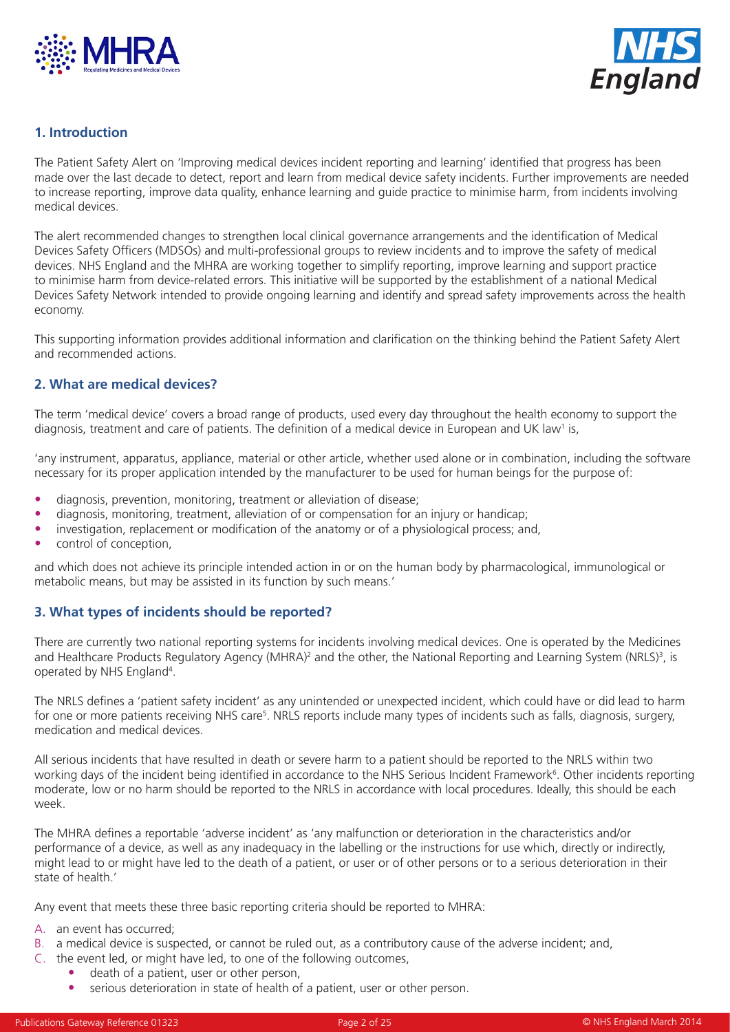## 1. Introduction

The Patient Safety Alert on 'Improving medical devices incident reporting and learning' identified that progress has been made over the last decade to detect, report and learn from medical device safety incidents. Further improvements are needed to increase reporting, improve data quality, enhance learning and guide practice to minimise harm, from incidents involving medical devices.

The alert recommended changes to strengthen local clinical governance arrangements and the identification of Medical Devices Safety Officers (MDSOs) and multi-professional groups to review incidents and to improve the safety of medical devices. NHS England and the MHRA are working together to simplify reporting, improve learning and support practice to minimise harm from device-related errors. This initiative will be supported by the establishment of a national Medical Devices Safety Network intended to provide ongoing learning and identify and spread safety improvements across the health economy.

This supporting information provides additional information and clarification on the thinking behind the Patient Safety Alert and recommended actions.

## 2. What are medical devices?

The term 'medical device' covers a broad range of products, used every day throughout the health economy to support the diagnosis, treatment and care of patients. The definition of a medical device in European and UK law[1] is,

'any instrument, apparatus, appliance, material or other article, whether used alone or in combination, including the software necessary for its proper application intended by the manufacturer to be used for human beings for the purpose of:

- diagnosis, prevention, monitoring, treatment or alleviation of disease;
- diagnosis, monitoring, treatment, alleviation of or compensation for an injury or handicap;
- investigation, replacement or modification of the anatomy or of a physiological process; and,
- control of conception,

and which does not achieve its principle intended action in or on the human body by pharmacological, immunological or metabolic means, but may be assisted in its function by such means.'

## 3. What types of incidents should be reported?

There are currently two national reporting systems for incidents involving medical devices. One is operated by the Medicines and Healthcare Products Regulatory Agency (MHRA)[2] and the other, the National Reporting and Learning System (NRLS)[3], is operated by NHS England[4].

The NRLS defines a 'patient safety incident' as any unintended or unexpected incident, which could have or did lead to harm for one or more patients receiving NHS care[5]. NRLS reports include many types of incidents such as falls, diagnosis, surgery, medication and medical devices.

All serious incidents that have resulted in death or severe harm to a patient should be reported to the NRLS within two working days of the incident being identified in accordance to the NHS Serious Incident Framework[6]. Other incidents reporting moderate, low or no harm should be reported to the NRLS in accordance with local procedures. Ideally, this should be each week.

The MHRA defines a reportable 'adverse incident' as 'any malfunction or deterioration in the characteristics and/or performance of a device, as well as any inadequacy in the labelling or the instructions for use which, directly or indirectly, might lead to or might have led to the death of a patient, or user or of other persons or to a serious deterioration in their state of health.'

Any event that meets these three basic reporting criteria should be reported to MHRA:

A. an event has occurred;
B. a medical device is suspected, or cannot be ruled out, as a contributory cause of the adverse incident; and,
C. the event led, or might have led, to one of the following outcomes,
   - death of a patient, user or other person,
   - serious deterioration in state of health of a patient, user or other person.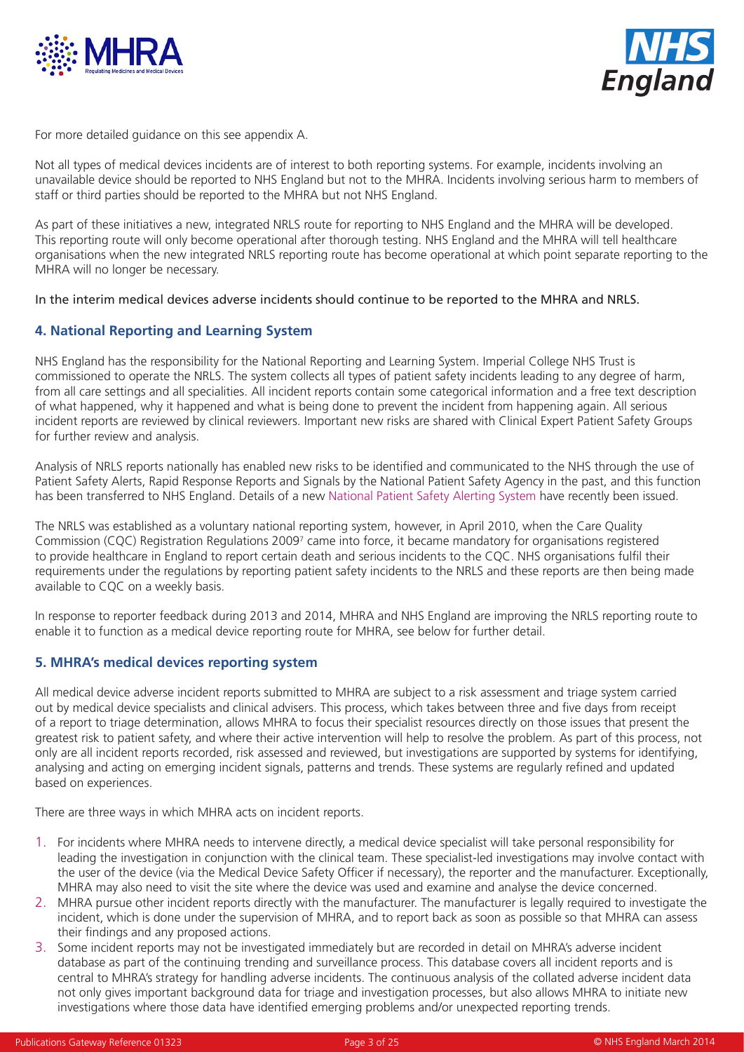For more detailed guidance on this see appendix A.

Not all types of medical devices incidents are of interest to both reporting systems. For example, incidents involving an unavailable device should be reported to NHS England but not to the MHRA. Incidents involving serious harm to members of staff or third parties should be reported to the MHRA but not NHS England.

As part of these initiatives a new, integrated NRLS route for reporting to NHS England and the MHRA will be developed. This reporting route will only become operational after thorough testing. NHS England and the MHRA will tell healthcare organisations when the new integrated NRLS reporting route has become operational at which point separate reporting to the MHRA will no longer be necessary.

In the interim medical devices adverse incidents should continue to be reported to the MHRA and NRLS.

## 4. National Reporting and Learning System

NHS England has the responsibility for the National Reporting and Learning System. Imperial College NHS Trust is commissioned to operate the NRLS. The system collects all types of patient safety incidents leading to any degree of harm, from all care settings and all specialities. All incident reports contain some categorical information and a free text description of what happened, why it happened and what is being done to prevent the incident from happening again. All serious incident reports are reviewed by clinical reviewers. Important new risks are shared with Clinical Expert Patient Safety Groups for further review and analysis.

Analysis of NRLS reports nationally has enabled new risks to be identified and communicated to the NHS through the use of Patient Safety Alerts, Rapid Response Reports and Signals by the National Patient Safety Agency in the past, and this function has been transferred to NHS England. Details of a new National Patient Safety Alerting System have recently been issued.

The NRLS was established as a voluntary national reporting system, however, in April 2010, when the Care Quality Commission (CQC) Registration Regulations 2009[7] came into force, it became mandatory for organisations registered to provide healthcare in England to report certain death and serious incidents to the CQC. NHS organisations fulfil their requirements under the regulations by reporting patient safety incidents to the NRLS and these reports are then being made available to CQC on a weekly basis.

In response to reporter feedback during 2013 and 2014, MHRA and NHS England are improving the NRLS reporting route to enable it to function as a medical device reporting route for MHRA, see below for further detail.

## 5. MHRA's medical devices reporting system

All medical device adverse incident reports submitted to MHRA are subject to a risk assessment and triage system carried out by medical device specialists and clinical advisers. This process, which takes between three and five days from receipt of a report to triage determination, allows MHRA to focus their specialist resources directly on those issues that present the greatest risk to patient safety, and where their active intervention will help to resolve the problem. As part of this process, not only are all incident reports recorded, risk assessed and reviewed, but investigations are supported by systems for identifying, analysing and acting on emerging incident signals, patterns and trends. These systems are regularly refined and updated based on experiences.

There are three ways in which MHRA acts on incident reports.

1. For incidents where MHRA needs to intervene directly, a medical device specialist will take personal responsibility for leading the investigation in conjunction with the clinical team. These specialist-led investigations may involve contact with the user of the device (via the Medical Device Safety Officer if necessary), the reporter and the manufacturer. Exceptionally, MHRA may also need to visit the site where the device was used and examine and analyse the device concerned.
2. MHRA pursue other incident reports directly with the manufacturer. The manufacturer is legally required to investigate the incident, which is done under the supervision of MHRA, and to report back as soon as possible so that MHRA can assess their findings and any proposed actions.
3. Some incident reports may not be investigated immediately but are recorded in detail on MHRA's adverse incident database as part of the continuing trending and surveillance process. This database covers all incident reports and is central to MHRA's strategy for handling adverse incidents. The continuous analysis of the collated adverse incident data not only gives important background data for triage and investigation processes, but also allows MHRA to initiate new investigations where those data have identified emerging problems and/or unexpected reporting trends.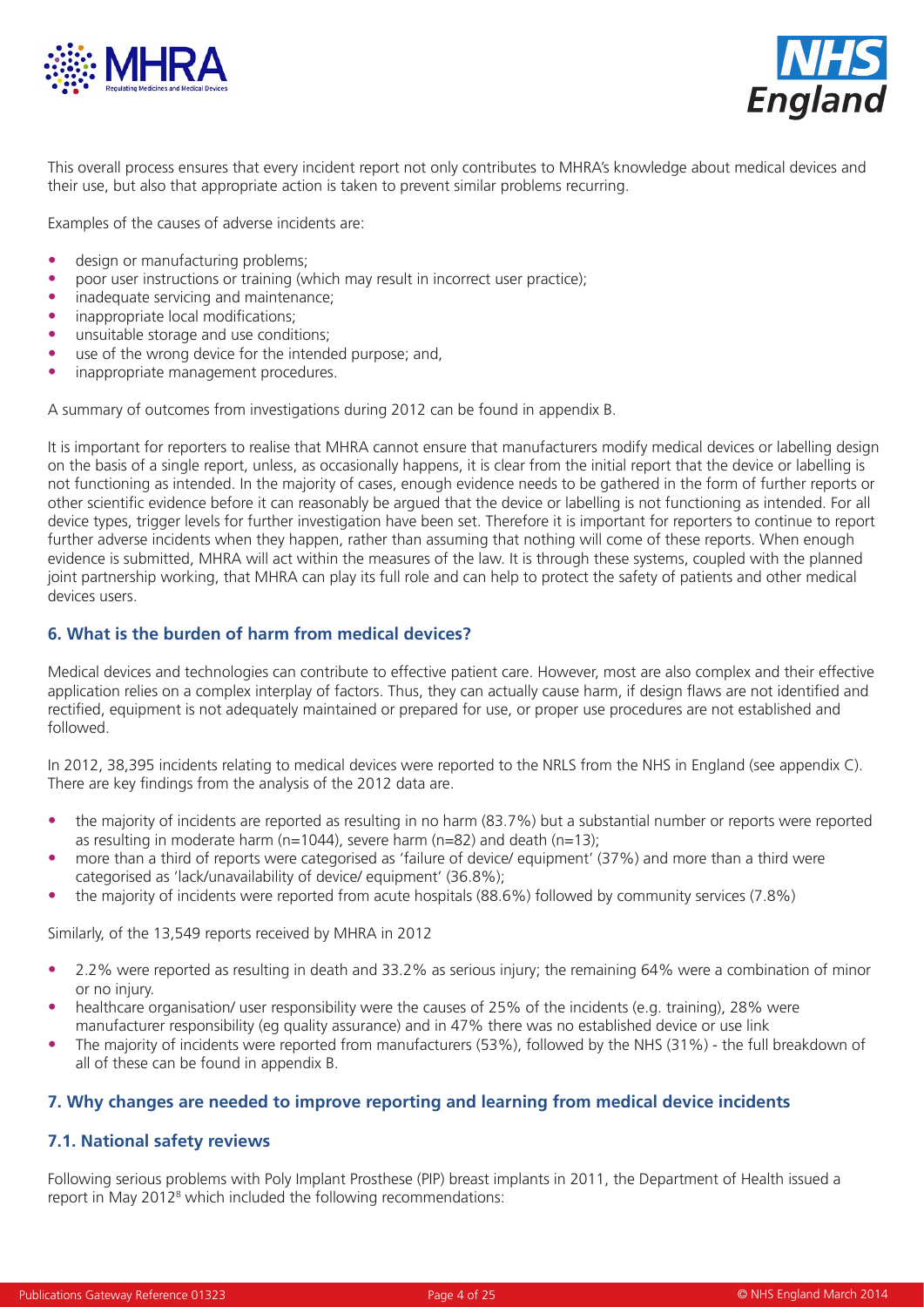This overall process ensures that every incident report not only contributes to MHRA's knowledge about medical devices and their use, but also that appropriate action is taken to prevent similar problems recurring.

Examples of the causes of adverse incidents are:

- design or manufacturing problems;
- poor user instructions or training (which may result in incorrect user practice);
- inadequate servicing and maintenance;
- inappropriate local modifications;
- unsuitable storage and use conditions;
- use of the wrong device for the intended purpose; and,
- inappropriate management procedures.

A summary of outcomes from investigations during 2012 can be found in appendix B.

It is important for reporters to realise that MHRA cannot ensure that manufacturers modify medical devices or labelling design on the basis of a single report, unless, as occasionally happens, it is clear from the initial report that the device or labelling is not functioning as intended. In the majority of cases, enough evidence needs to be gathered in the form of further reports or other scientific evidence before it can reasonably be argued that the device or labelling is not functioning as intended. For all device types, trigger levels for further investigation have been set. Therefore it is important for reporters to continue to report further adverse incidents when they happen, rather than assuming that nothing will come of these reports. When enough evidence is submitted, MHRA will act within the measures of the law. It is through these systems, coupled with the planned joint partnership working, that MHRA can play its full role and can help to protect the safety of patients and other medical devices users.

### 6. What is the burden of harm from medical devices?

Medical devices and technologies can contribute to effective patient care. However, most are also complex and their effective application relies on a complex interplay of factors. Thus, they can actually cause harm, if design flaws are not identified and rectified, equipment is not adequately maintained or prepared for use, or proper use procedures are not established and followed.

In 2012, 38,395 incidents relating to medical devices were reported to the NRLS from the NHS in England (see appendix C). There are key findings from the analysis of the 2012 data are.

- the majority of incidents are reported as resulting in no harm (83.7%) but a substantial number or reports were reported as resulting in moderate harm (n=1044), severe harm (n=82) and death (n=13);
- more than a third of reports were categorised as 'failure of device/ equipment' (37%) and more than a third were categorised as 'lack/unavailability of device/ equipment' (36.8%);
- the majority of incidents were reported from acute hospitals (88.6%) followed by community services (7.8%)

Similarly, of the 13,549 reports received by MHRA in 2012

- 2.2% were reported as resulting in death and 33.2% as serious injury; the remaining 64% were a combination of minor or no injury.
- healthcare organisation/ user responsibility were the causes of 25% of the incidents (e.g. training), 28% were manufacturer responsibility (eg quality assurance) and in 47% there was no established device or use link
- The majority of incidents were reported from manufacturers (53%), followed by the NHS (31%) - the full breakdown of all of these can be found in appendix B.

### 7. Why changes are needed to improve reporting and learning from medical device incidents

### 7.1. National safety reviews

Following serious problems with Poly Implant Prosthese (PIP) breast implants in 2011, the Department of Health issued a report in May 2012[8] which included the following recommendations: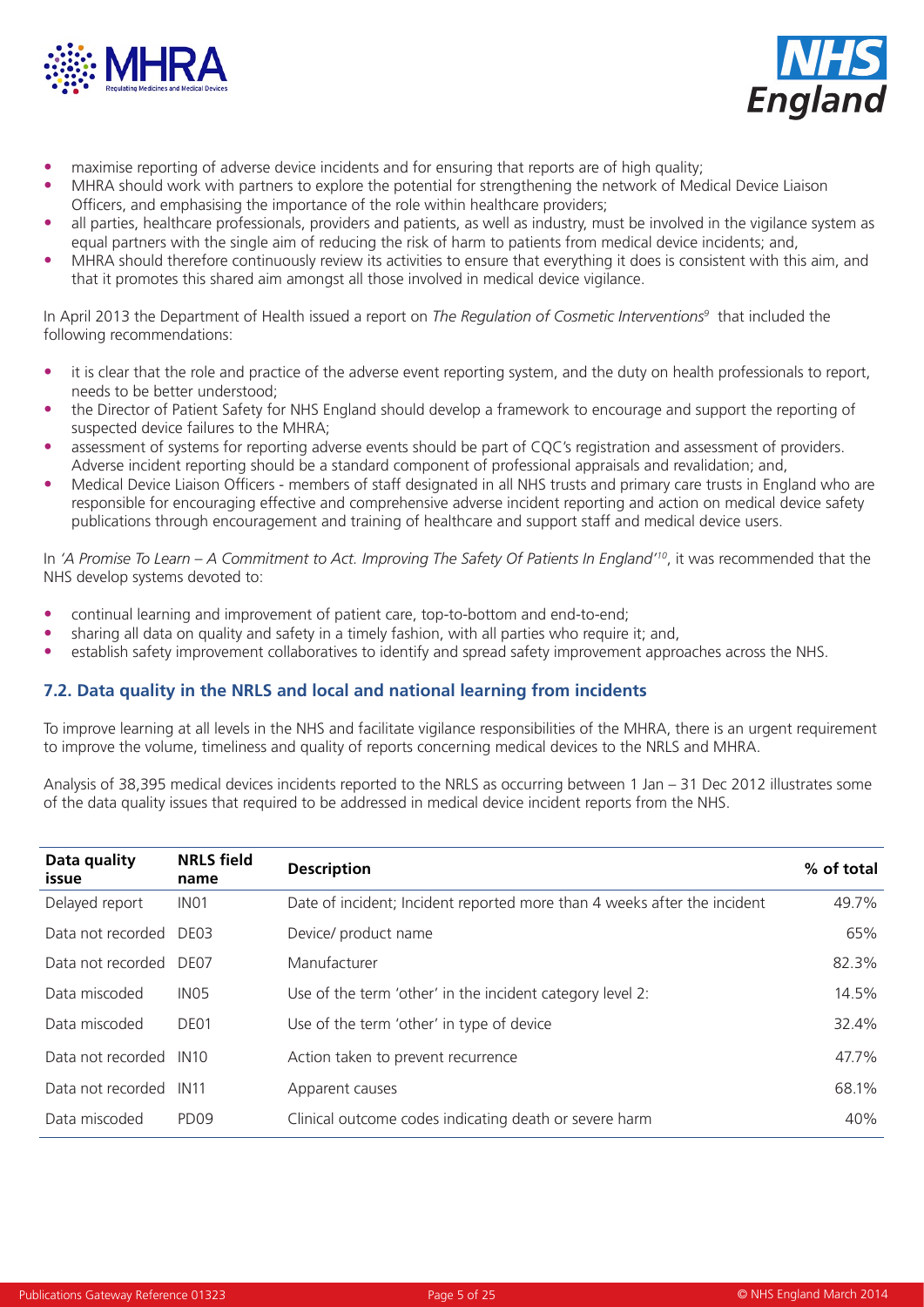- maximise reporting of adverse device incidents and for ensuring that reports are of high quality;
- MHRA should work with partners to explore the potential for strengthening the network of Medical Device Liaison Officers, and emphasising the importance of the role within healthcare providers;
- all parties, healthcare professionals, providers and patients, as well as industry, must be involved in the vigilance system as equal partners with the single aim of reducing the risk of harm to patients from medical device incidents; and,
- MHRA should therefore continuously review its activities to ensure that everything it does is consistent with this aim, and that it promotes this shared aim amongst all those involved in medical device vigilance.

In April 2013 the Department of Health issued a report on *The Regulation of Cosmetic Interventions*[9] that included the following recommendations:

- it is clear that the role and practice of the adverse event reporting system, and the duty on health professionals to report, needs to be better understood;
- the Director of Patient Safety for NHS England should develop a framework to encourage and support the reporting of suspected device failures to the MHRA;
- assessment of systems for reporting adverse events should be part of CQC's registration and assessment of providers. Adverse incident reporting should be a standard component of professional appraisals and revalidation; and,
- Medical Device Liaison Officers - members of staff designated in all NHS trusts and primary care trusts in England who are responsible for encouraging effective and comprehensive adverse incident reporting and action on medical device safety publications through encouragement and training of healthcare and support staff and medical device users.

In *'A Promise To Learn – A Commitment to Act. Improving The Safety Of Patients In England'*[10], it was recommended that the NHS develop systems devoted to:

- continual learning and improvement of patient care, top-to-bottom and end-to-end;
- sharing all data on quality and safety in a timely fashion, with all parties who require it; and,
- establish safety improvement collaboratives to identify and spread safety improvement approaches across the NHS.

### 7.2. Data quality in the NRLS and local and national learning from incidents

To improve learning at all levels in the NHS and facilitate vigilance responsibilities of the MHRA, there is an urgent requirement to improve the volume, timeliness and quality of reports concerning medical devices to the NRLS and MHRA.

Analysis of 38,395 medical devices incidents reported to the NRLS as occurring between 1 Jan – 31 Dec 2012 illustrates some of the data quality issues that required to be addressed in medical device incident reports from the NHS.

| Data quality issue | NRLS field name | Description | % of total |
|---|---|---|---|
| Delayed report | IN01 | Date of incident; Incident reported more than 4 weeks after the incident | 49.7% |
| Data not recorded | DE03 | Device/ product name | 65% |
| Data not recorded | DE07 | Manufacturer | 82.3% |
| Data miscoded | IN05 | Use of the term 'other' in the incident category level 2: | 14.5% |
| Data miscoded | DE01 | Use of the term 'other' in type of device | 32.4% |
| Data not recorded | IN10 | Action taken to prevent recurrence | 47.7% |
| Data not recorded | IN11 | Apparent causes | 68.1% |
| Data miscoded | PD09 | Clinical outcome codes indicating death or severe harm | 40% |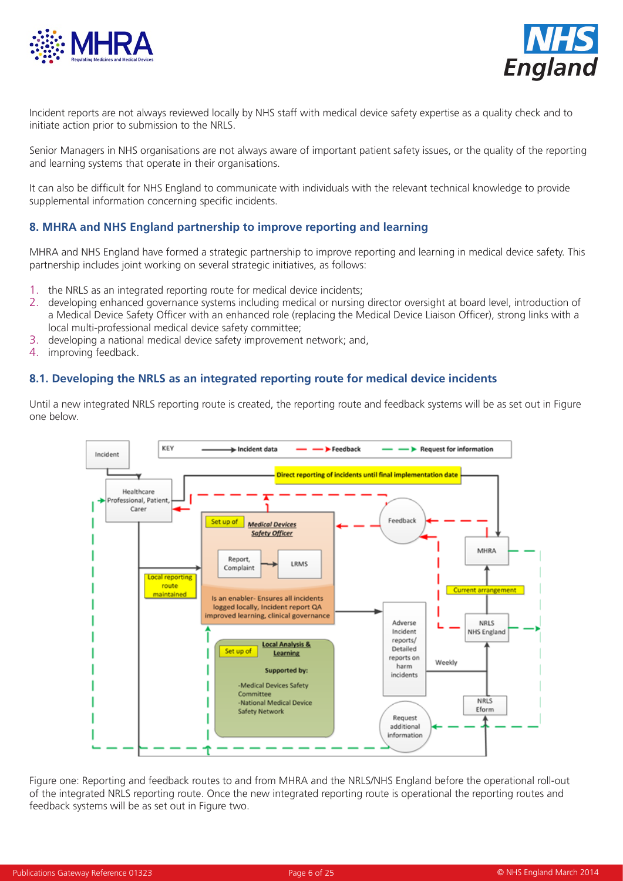Incident reports are not always reviewed locally by NHS staff with medical device safety expertise as a quality check and to initiate action prior to submission to the NRLS.

Senior Managers in NHS organisations are not always aware of important patient safety issues, or the quality of the reporting and learning systems that operate in their organisations.

It can also be difficult for NHS England to communicate with individuals with the relevant technical knowledge to provide supplemental information concerning specific incidents.

## 8. MHRA and NHS England partnership to improve reporting and learning

MHRA and NHS England have formed a strategic partnership to improve reporting and learning in medical device safety. This partnership includes joint working on several strategic initiatives, as follows:

1. the NRLS as an integrated reporting route for medical device incidents;
2. developing enhanced governance systems including medical or nursing director oversight at board level, introduction of a Medical Device Safety Officer with an enhanced role (replacing the Medical Device Liaison Officer), strong links with a local multi-professional medical device safety committee;
3. developing a national medical device safety improvement network; and,
4. improving feedback.

### 8.1. Developing the NRLS as an integrated reporting route for medical device incidents

Until a new integrated NRLS reporting route is created, the reporting route and feedback systems will be as set out in Figure one below.

Figure one: Reporting and feedback routes to and from MHRA and the NRLS/NHS England before the operational roll-out of the integrated NRLS reporting route. Once the new integrated reporting route is operational the reporting routes and feedback systems will be as set out in Figure two.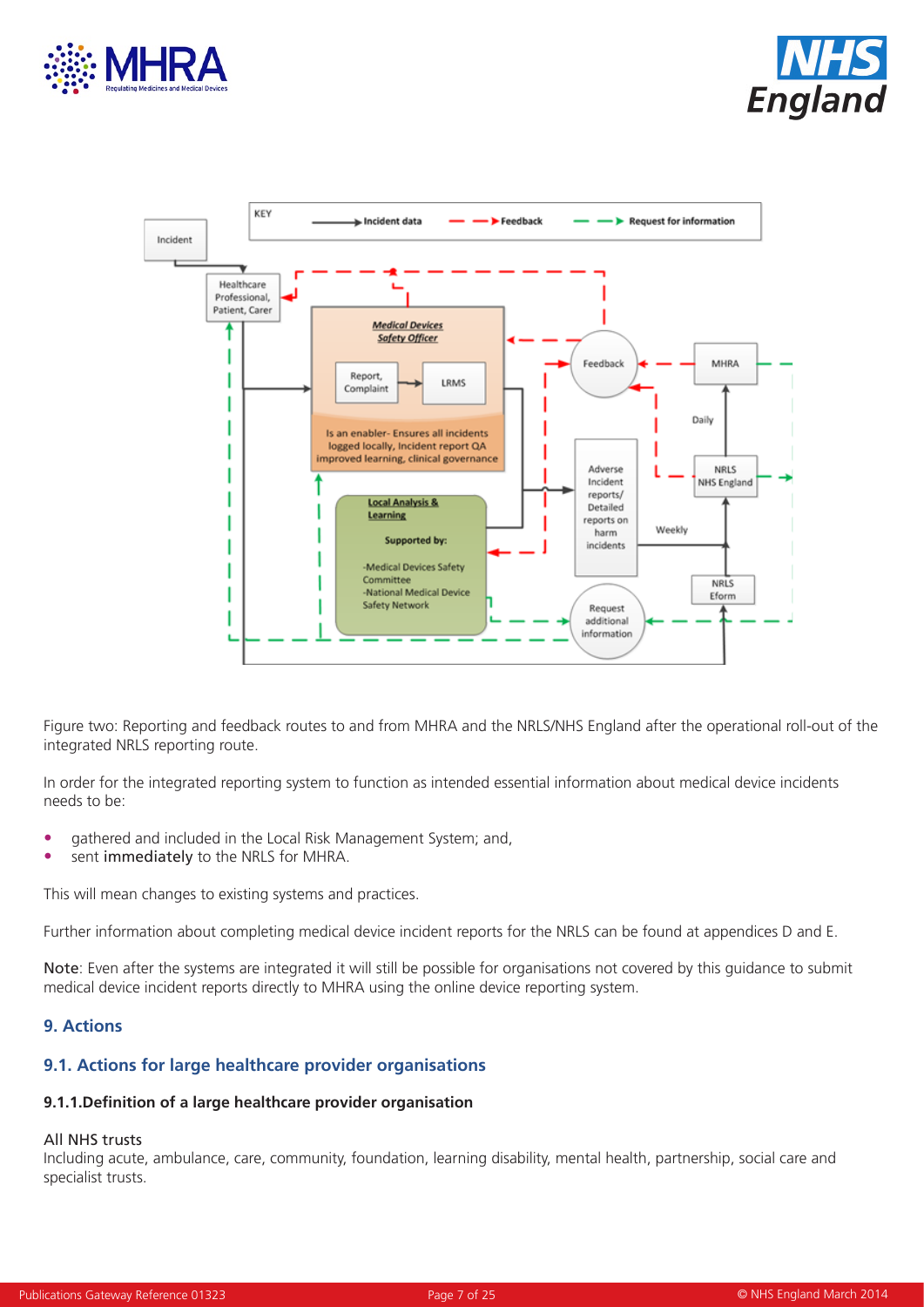Figure two: Reporting and feedback routes to and from MHRA and the NRLS/NHS England after the operational roll-out of the integrated NRLS reporting route.

In order for the integrated reporting system to function as intended essential information about medical device incidents needs to be:

- gathered and included in the Local Risk Management System; and,
- sent **immediately** to the NRLS for MHRA.

This will mean changes to existing systems and practices.

Further information about completing medical device incident reports for the NRLS can be found at appendices D and E.

**Note**: Even after the systems are integrated it will still be possible for organisations not covered by this guidance to submit medical device incident reports directly to MHRA using the online device reporting system.

## 9. Actions

### 9.1. Actions for large healthcare provider organisations

#### 9.1.1.Definition of a large healthcare provider organisation

All NHS trusts
Including acute, ambulance, care, community, foundation, learning disability, mental health, partnership, social care and specialist trusts.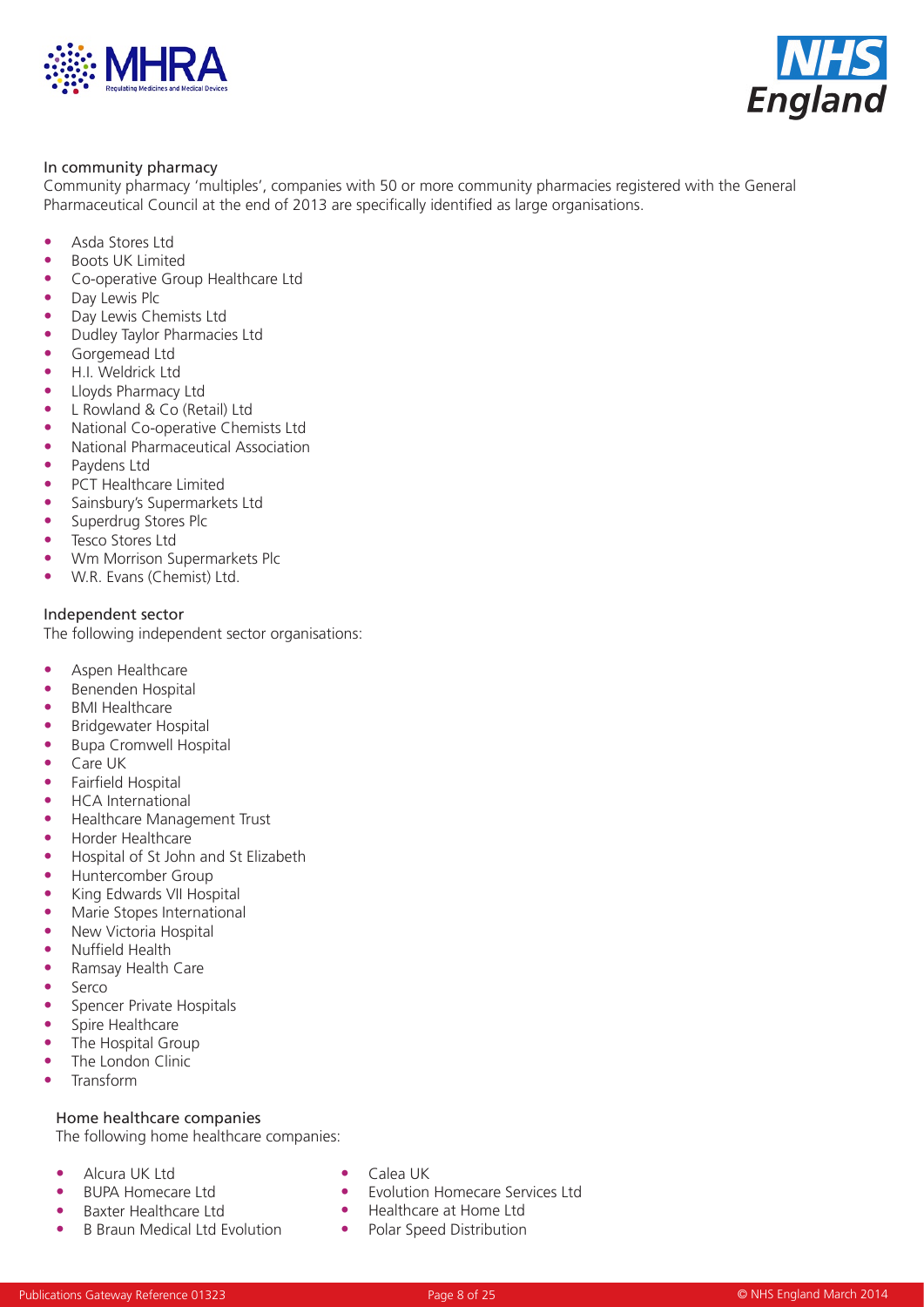### In community pharmacy

Community pharmacy 'multiples', companies with 50 or more community pharmacies registered with the General Pharmaceutical Council at the end of 2013 are specifically identified as large organisations.

- Asda Stores Ltd
- Boots UK Limited
- Co-operative Group Healthcare Ltd
- Day Lewis Plc
- Day Lewis Chemists Ltd
- Dudley Taylor Pharmacies Ltd
- Gorgemead Ltd
- H.I. Weldrick Ltd
- Lloyds Pharmacy Ltd
- L Rowland & Co (Retail) Ltd
- National Co-operative Chemists Ltd
- National Pharmaceutical Association
- Paydens Ltd
- PCT Healthcare Limited
- Sainsbury's Supermarkets Ltd
- Superdrug Stores Plc
- Tesco Stores Ltd
- Wm Morrison Supermarkets Plc
- W.R. Evans (Chemist) Ltd.

### Independent sector

The following independent sector organisations:

- Aspen Healthcare
- Benenden Hospital
- BMI Healthcare
- Bridgewater Hospital
- Bupa Cromwell Hospital
- Care UK
- Fairfield Hospital
- HCA International
- Healthcare Management Trust
- Horder Healthcare
- Hospital of St John and St Elizabeth
- Huntercomber Group
- King Edwards VII Hospital
- Marie Stopes International
- New Victoria Hospital
- Nuffield Health
- Ramsay Health Care
- Serco
- Spencer Private Hospitals
- Spire Healthcare
- The Hospital Group
- The London Clinic
- Transform

### Home healthcare companies

The following home healthcare companies:

- Alcura UK Ltd
- BUPA Homecare Ltd
- Baxter Healthcare Ltd
- B Braun Medical Ltd Evolution
- Calea UK
- Evolution Homecare Services Ltd
- Healthcare at Home Ltd
- Polar Speed Distribution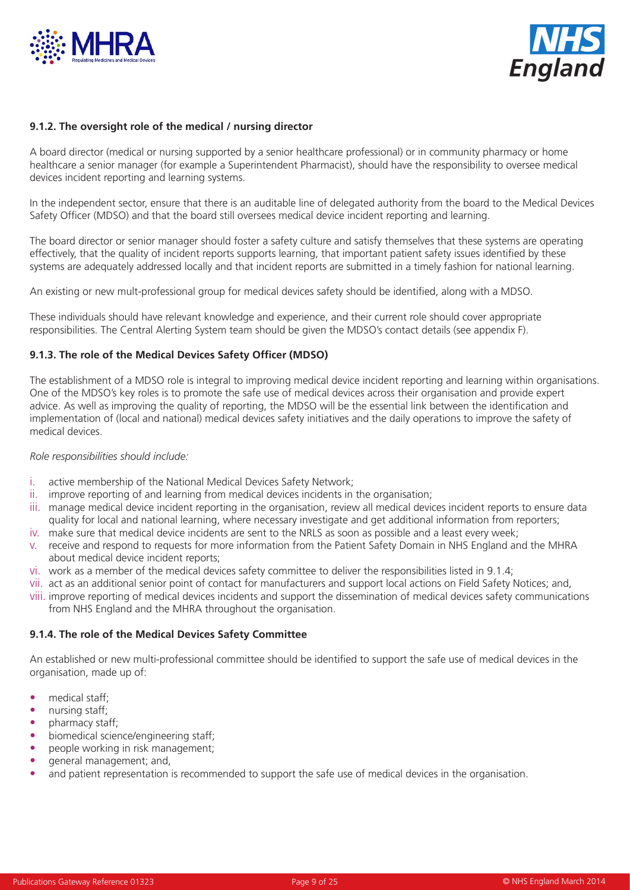**9.1.2. The oversight role of the medical / nursing director**

A board director (medical or nursing supported by a senior healthcare professional) or in community pharmacy or home healthcare a senior manager (for example a Superintendent Pharmacist), should have the responsibility to oversee medical devices incident reporting and learning systems.

In the independent sector, ensure that there is an auditable line of delegated authority from the board to the Medical Devices Safety Officer (MDSO) and that the board still oversees medical device incident reporting and learning.

The board director or senior manager should foster a safety culture and satisfy themselves that these systems are operating effectively, that the quality of incident reports supports learning, that important patient safety issues identified by these systems are adequately addressed locally and that incident reports are submitted in a timely fashion for national learning.

An existing or new mult-professional group for medical devices safety should be identified, along with a MDSO.

These individuals should have relevant knowledge and experience, and their current role should cover appropriate responsibilities. The Central Alerting System team should be given the MDSO's contact details (see appendix F).

**9.1.3. The role of the Medical Devices Safety Officer (MDSO)**

The establishment of a MDSO role is integral to improving medical device incident reporting and learning within organisations. One of the MDSO's key roles is to promote the safe use of medical devices across their organisation and provide expert advice. As well as improving the quality of reporting, the MDSO will be the essential link between the identification and implementation of (local and national) medical devices safety initiatives and the daily operations to improve the safety of medical devices.

*Role responsibilities should include:*

i. active membership of the National Medical Devices Safety Network;
ii. improve reporting of and learning from medical devices incidents in the organisation;
iii. manage medical device incident reporting in the organisation, review all medical devices incident reports to ensure data quality for local and national learning, where necessary investigate and get additional information from reporters;
iv. make sure that medical device incidents are sent to the NRLS as soon as possible and a least every week;
v. receive and respond to requests for more information from the Patient Safety Domain in NHS England and the MHRA about medical device incident reports;
vi. work as a member of the medical devices safety committee to deliver the responsibilities listed in 9.1.4;
vii. act as an additional senior point of contact for manufacturers and support local actions on Field Safety Notices; and,
viii. improve reporting of medical devices incidents and support the dissemination of medical devices safety communications from NHS England and the MHRA throughout the organisation.

**9.1.4. The role of the Medical Devices Safety Committee**

An established or new multi-professional committee should be identified to support the safe use of medical devices in the organisation, made up of:

- medical staff;
- nursing staff;
- pharmacy staff;
- biomedical science/engineering staff;
- people working in risk management;
- general management; and,
- and patient representation is recommended to support the safe use of medical devices in the organisation.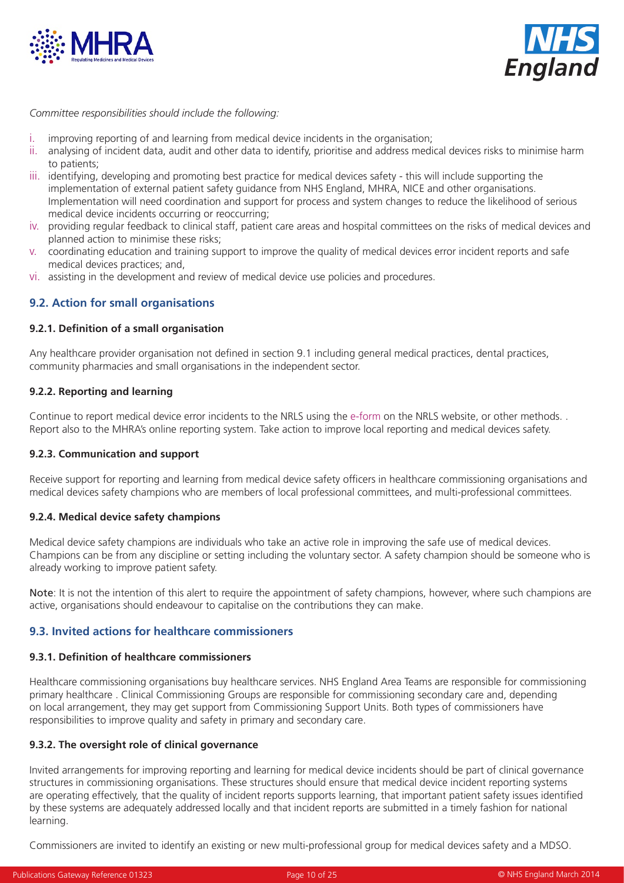*Committee responsibilities should include the following:*

i. improving reporting of and learning from medical device incidents in the organisation;
ii. analysing of incident data, audit and other data to identify, prioritise and address medical devices risks to minimise harm to patients;
iii. identifying, developing and promoting best practice for medical devices safety - this will include supporting the implementation of external patient safety guidance from NHS England, MHRA, NICE and other organisations. Implementation will need coordination and support for process and system changes to reduce the likelihood of serious medical device incidents occurring or reoccurring;
iv. providing regular feedback to clinical staff, patient care areas and hospital committees on the risks of medical devices and planned action to minimise these risks;
v. coordinating education and training support to improve the quality of medical devices error incident reports and safe medical devices practices; and,
vi. assisting in the development and review of medical device use policies and procedures.

## 9.2. Action for small organisations

### 9.2.1. Definition of a small organisation

Any healthcare provider organisation not defined in section 9.1 including general medical practices, dental practices, community pharmacies and small organisations in the independent sector.

### 9.2.2. Reporting and learning

Continue to report medical device error incidents to the NRLS using the e-form on the NRLS website, or other methods. . Report also to the MHRA's online reporting system. Take action to improve local reporting and medical devices safety.

### 9.2.3. Communication and support

Receive support for reporting and learning from medical device safety officers in healthcare commissioning organisations and medical devices safety champions who are members of local professional committees, and multi-professional committees.

### 9.2.4. Medical device safety champions

Medical device safety champions are individuals who take an active role in improving the safe use of medical devices. Champions can be from any discipline or setting including the voluntary sector. A safety champion should be someone who is already working to improve patient safety.

Note: It is not the intention of this alert to require the appointment of safety champions, however, where such champions are active, organisations should endeavour to capitalise on the contributions they can make.

## 9.3. Invited actions for healthcare commissioners

### 9.3.1. Definition of healthcare commissioners

Healthcare commissioning organisations buy healthcare services. NHS England Area Teams are responsible for commissioning primary healthcare . Clinical Commissioning Groups are responsible for commissioning secondary care and, depending on local arrangement, they may get support from Commissioning Support Units. Both types of commissioners have responsibilities to improve quality and safety in primary and secondary care.

### 9.3.2. The oversight role of clinical governance

Invited arrangements for improving reporting and learning for medical device incidents should be part of clinical governance structures in commissioning organisations. These structures should ensure that medical device incident reporting systems are operating effectively, that the quality of incident reports supports learning, that important patient safety issues identified by these systems are adequately addressed locally and that incident reports are submitted in a timely fashion for national learning.

Commissioners are invited to identify an existing or new multi-professional group for medical devices safety and a MDSO.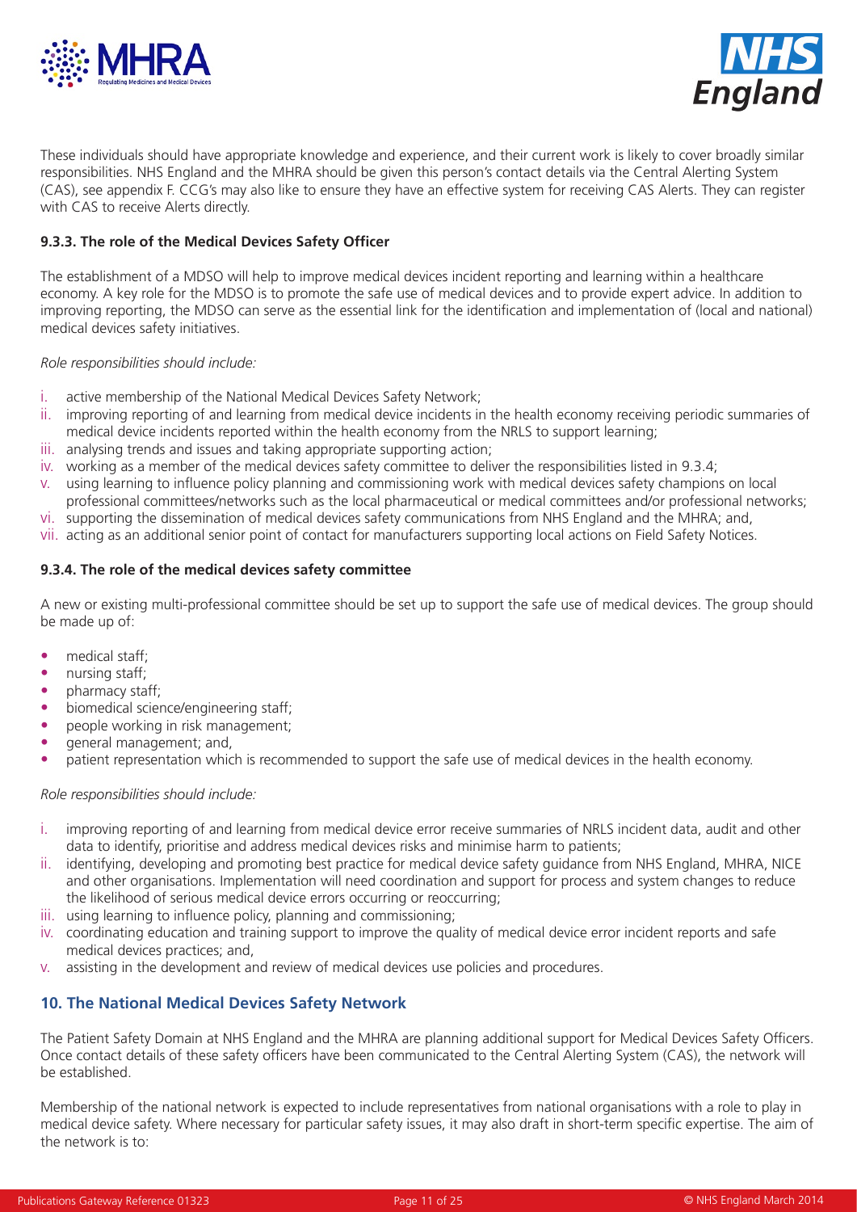These individuals should have appropriate knowledge and experience, and their current work is likely to cover broadly similar responsibilities. NHS England and the MHRA should be given this person's contact details via the Central Alerting System (CAS), see appendix F. CCG's may also like to ensure they have an effective system for receiving CAS Alerts. They can register with CAS to receive Alerts directly.

#### 9.3.3. The role of the Medical Devices Safety Officer

The establishment of a MDSO will help to improve medical devices incident reporting and learning within a healthcare economy. A key role for the MDSO is to promote the safe use of medical devices and to provide expert advice. In addition to improving reporting, the MDSO can serve as the essential link for the identification and implementation of (local and national) medical devices safety initiatives.

*Role responsibilities should include:*

i. active membership of the National Medical Devices Safety Network;
ii. improving reporting of and learning from medical device incidents in the health economy receiving periodic summaries of medical device incidents reported within the health economy from the NRLS to support learning;
iii. analysing trends and issues and taking appropriate supporting action;
iv. working as a member of the medical devices safety committee to deliver the responsibilities listed in 9.3.4;
v. using learning to influence policy planning and commissioning work with medical devices safety champions on local professional committees/networks such as the local pharmaceutical or medical committees and/or professional networks;
vi. supporting the dissemination of medical devices safety communications from NHS England and the MHRA; and,
vii. acting as an additional senior point of contact for manufacturers supporting local actions on Field Safety Notices.

#### 9.3.4. The role of the medical devices safety committee

A new or existing multi-professional committee should be set up to support the safe use of medical devices. The group should be made up of:

- medical staff;
- nursing staff;
- pharmacy staff;
- biomedical science/engineering staff;
- people working in risk management;
- general management; and,
- patient representation which is recommended to support the safe use of medical devices in the health economy.

*Role responsibilities should include:*

i. improving reporting of and learning from medical device error receive summaries of NRLS incident data, audit and other data to identify, prioritise and address medical devices risks and minimise harm to patients;
ii. identifying, developing and promoting best practice for medical device safety guidance from NHS England, MHRA, NICE and other organisations. Implementation will need coordination and support for process and system changes to reduce the likelihood of serious medical device errors occurring or reoccurring;
iii. using learning to influence policy, planning and commissioning;
iv. coordinating education and training support to improve the quality of medical device error incident reports and safe medical devices practices; and,
v. assisting in the development and review of medical devices use policies and procedures.

## 10. The National Medical Devices Safety Network

The Patient Safety Domain at NHS England and the MHRA are planning additional support for Medical Devices Safety Officers. Once contact details of these safety officers have been communicated to the Central Alerting System (CAS), the network will be established.

Membership of the national network is expected to include representatives from national organisations with a role to play in medical device safety. Where necessary for particular safety issues, it may also draft in short-term specific expertise. The aim of the network is to: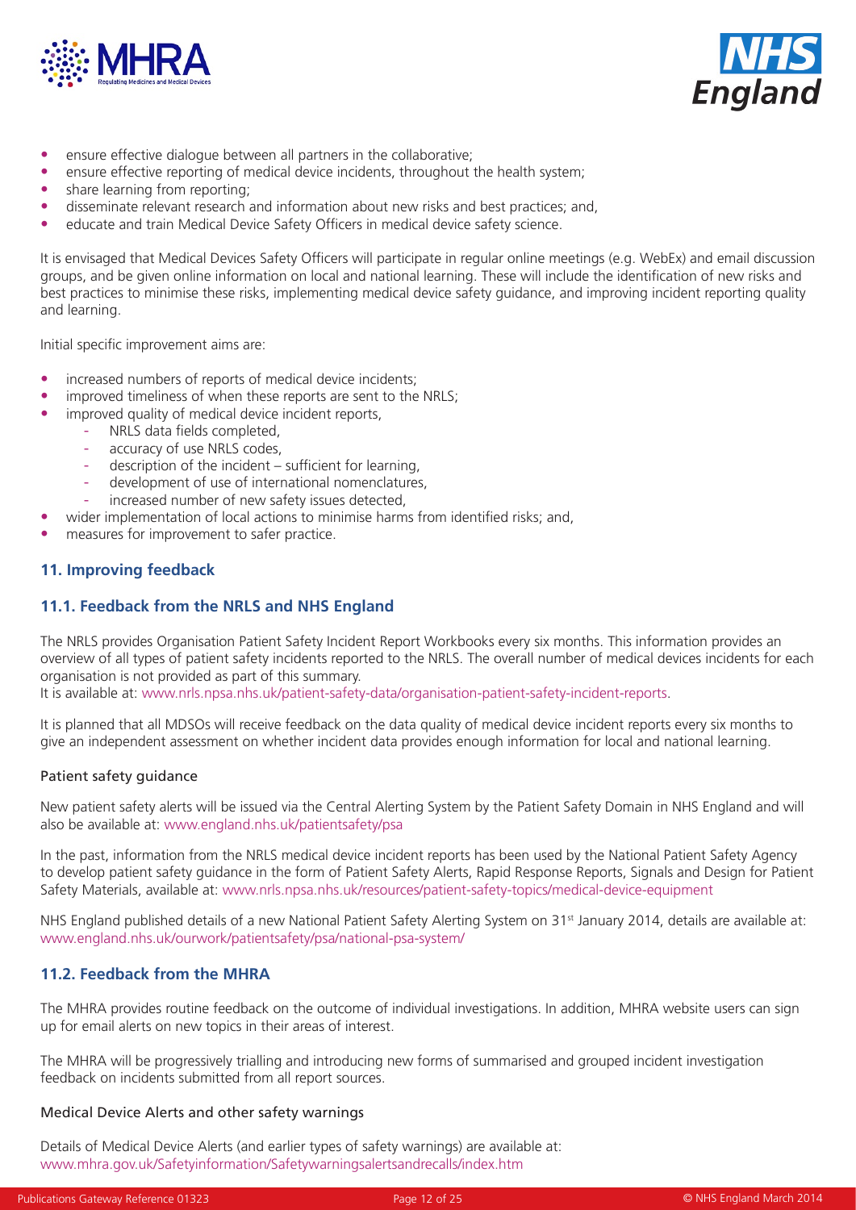- ensure effective dialogue between all partners in the collaborative;
- ensure effective reporting of medical device incidents, throughout the health system;
- share learning from reporting;
- disseminate relevant research and information about new risks and best practices; and,
- educate and train Medical Device Safety Officers in medical device safety science.

It is envisaged that Medical Devices Safety Officers will participate in regular online meetings (e.g. WebEx) and email discussion groups, and be given online information on local and national learning. These will include the identification of new risks and best practices to minimise these risks, implementing medical device safety guidance, and improving incident reporting quality and learning.

Initial specific improvement aims are:

- increased numbers of reports of medical device incidents;
- improved timeliness of when these reports are sent to the NRLS;
- improved quality of medical device incident reports,
  - NRLS data fields completed,
  - accuracy of use NRLS codes,
  - description of the incident – sufficient for learning,
  - development of use of international nomenclatures,
  - increased number of new safety issues detected,
- wider implementation of local actions to minimise harms from identified risks; and,
- measures for improvement to safer practice.

## 11. Improving feedback

### 11.1. Feedback from the NRLS and NHS England

The NRLS provides Organisation Patient Safety Incident Report Workbooks every six months. This information provides an overview of all types of patient safety incidents reported to the NRLS. The overall number of medical devices incidents for each organisation is not provided as part of this summary.
It is available at: www.nrls.npsa.nhs.uk/patient-safety-data/organisation-patient-safety-incident-reports.

It is planned that all MDSOs will receive feedback on the data quality of medical device incident reports every six months to give an independent assessment on whether incident data provides enough information for local and national learning.

#### Patient safety guidance

New patient safety alerts will be issued via the Central Alerting System by the Patient Safety Domain in NHS England and will also be available at: www.england.nhs.uk/patientsafety/psa

In the past, information from the NRLS medical device incident reports has been used by the National Patient Safety Agency to develop patient safety guidance in the form of Patient Safety Alerts, Rapid Response Reports, Signals and Design for Patient Safety Materials, available at: www.nrls.npsa.nhs.uk/resources/patient-safety-topics/medical-device-equipment

NHS England published details of a new National Patient Safety Alerting System on 31st January 2014, details are available at: www.england.nhs.uk/ourwork/patientsafety/psa/national-psa-system/

### 11.2. Feedback from the MHRA

The MHRA provides routine feedback on the outcome of individual investigations. In addition, MHRA website users can sign up for email alerts on new topics in their areas of interest.

The MHRA will be progressively trialling and introducing new forms of summarised and grouped incident investigation feedback on incidents submitted from all report sources.

#### Medical Device Alerts and other safety warnings

Details of Medical Device Alerts (and earlier types of safety warnings) are available at:
www.mhra.gov.uk/Safetyinformation/Safetywarningsalertsandrecalls/index.htm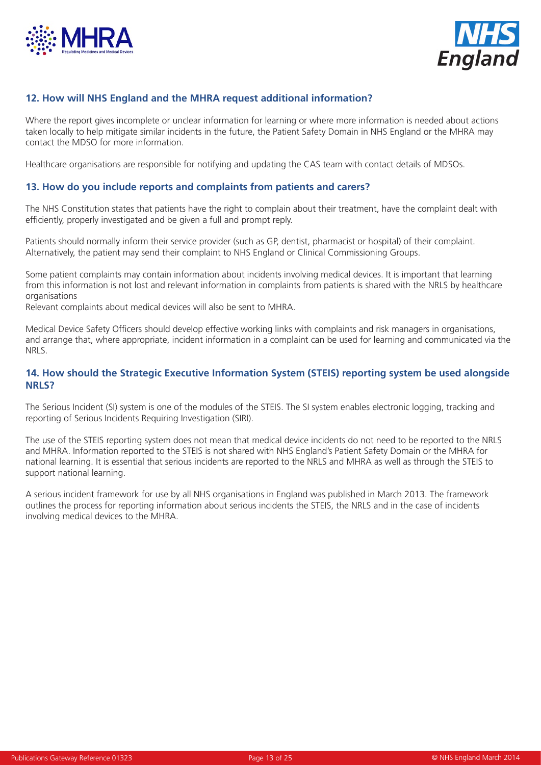## 12. How will NHS England and the MHRA request additional information?

Where the report gives incomplete or unclear information for learning or where more information is needed about actions taken locally to help mitigate similar incidents in the future, the Patient Safety Domain in NHS England or the MHRA may contact the MDSO for more information.

Healthcare organisations are responsible for notifying and updating the CAS team with contact details of MDSOs.

## 13. How do you include reports and complaints from patients and carers?

The NHS Constitution states that patients have the right to complain about their treatment, have the complaint dealt with efficiently, properly investigated and be given a full and prompt reply.

Patients should normally inform their service provider (such as GP, dentist, pharmacist or hospital) of their complaint. Alternatively, the patient may send their complaint to NHS England or Clinical Commissioning Groups.

Some patient complaints may contain information about incidents involving medical devices. It is important that learning from this information is not lost and relevant information in complaints from patients is shared with the NRLS by healthcare organisations
Relevant complaints about medical devices will also be sent to MHRA.

Medical Device Safety Officers should develop effective working links with complaints and risk managers in organisations, and arrange that, where appropriate, incident information in a complaint can be used for learning and communicated via the NRLS.

## 14. How should the Strategic Executive Information System (STEIS) reporting system be used alongside NRLS?

The Serious Incident (SI) system is one of the modules of the STEIS. The SI system enables electronic logging, tracking and reporting of Serious Incidents Requiring Investigation (SIRI).

The use of the STEIS reporting system does not mean that medical device incidents do not need to be reported to the NRLS and MHRA. Information reported to the STEIS is not shared with NHS England's Patient Safety Domain or the MHRA for national learning. It is essential that serious incidents are reported to the NRLS and MHRA as well as through the STEIS to support national learning.

A serious incident framework for use by all NHS organisations in England was published in March 2013. The framework outlines the process for reporting information about serious incidents the STEIS, the NRLS and in the case of incidents involving medical devices to the MHRA.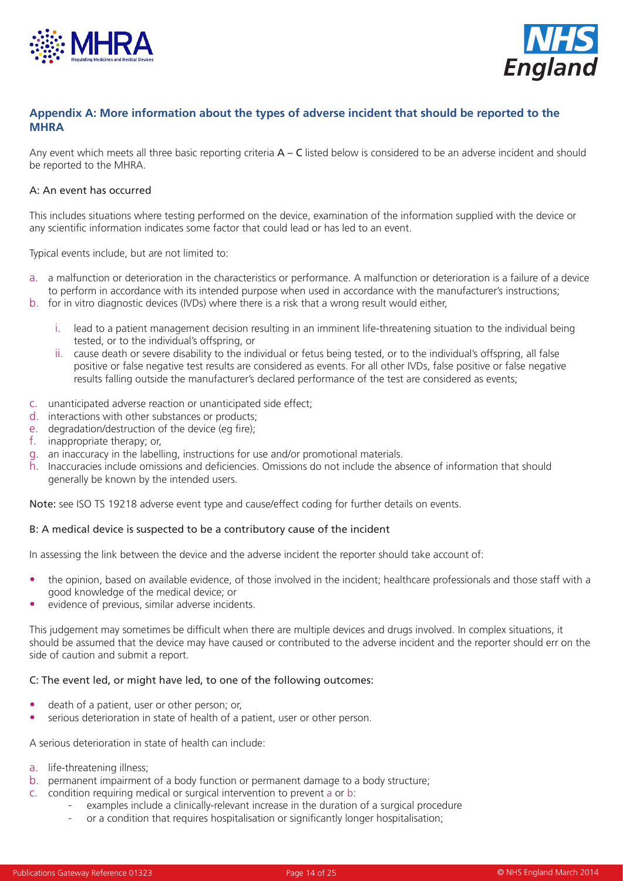## Appendix A: More information about the types of adverse incident that should be reported to the MHRA

Any event which meets all three basic reporting criteria A – C listed below is considered to be an adverse incident and should be reported to the MHRA.

### A: An event has occurred

This includes situations where testing performed on the device, examination of the information supplied with the device or any scientific information indicates some factor that could lead or has led to an event.

Typical events include, but are not limited to:

a. a malfunction or deterioration in the characteristics or performance. A malfunction or deterioration is a failure of a device to perform in accordance with its intended purpose when used in accordance with the manufacturer's instructions;
b. for in vitro diagnostic devices (IVDs) where there is a risk that a wrong result would either,
    i. lead to a patient management decision resulting in an imminent life-threatening situation to the individual being tested, or to the individual's offspring, or
    ii. cause death or severe disability to the individual or fetus being tested, or to the individual's offspring, all false positive or false negative test results are considered as events. For all other IVDs, false positive or false negative results falling outside the manufacturer's declared performance of the test are considered as events;
c. unanticipated adverse reaction or unanticipated side effect;
d. interactions with other substances or products;
e. degradation/destruction of the device (eg fire);
f. inappropriate therapy; or,
g. an inaccuracy in the labelling, instructions for use and/or promotional materials.
h. Inaccuracies include omissions and deficiencies. Omissions do not include the absence of information that should generally be known by the intended users.

**Note:** see ISO TS 19218 adverse event type and cause/effect coding for further details on events.

### B: A medical device is suspected to be a contributory cause of the incident

In assessing the link between the device and the adverse incident the reporter should take account of:

- the opinion, based on available evidence, of those involved in the incident; healthcare professionals and those staff with a good knowledge of the medical device; or
- evidence of previous, similar adverse incidents.

This judgement may sometimes be difficult when there are multiple devices and drugs involved. In complex situations, it should be assumed that the device may have caused or contributed to the adverse incident and the reporter should err on the side of caution and submit a report.

### C: The event led, or might have led, to one of the following outcomes:

- death of a patient, user or other person; or,
- serious deterioration in state of health of a patient, user or other person.

A serious deterioration in state of health can include:

a. life-threatening illness;
b. permanent impairment of a body function or permanent damage to a body structure;
c. condition requiring medical or surgical intervention to prevent a or b:
    - examples include a clinically-relevant increase in the duration of a surgical procedure
    - or a condition that requires hospitalisation or significantly longer hospitalisation;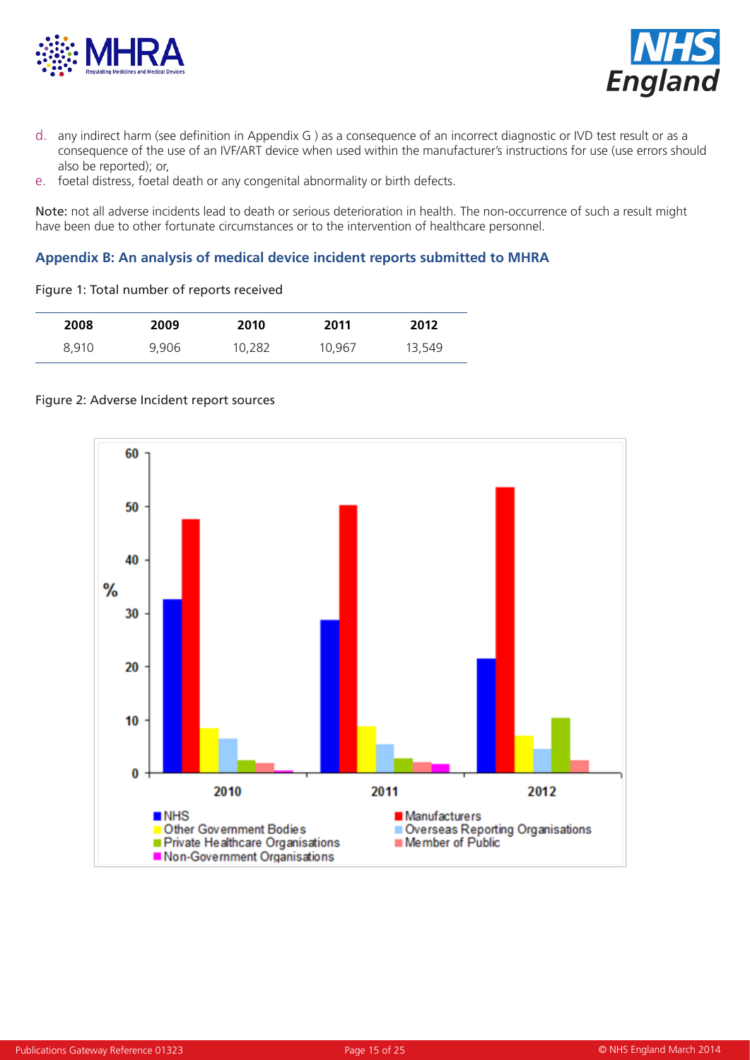d. any indirect harm (see definition in Appendix G ) as a consequence of an incorrect diagnostic or IVD test result or as a consequence of the use of an IVF/ART device when used within the manufacturer's instructions for use (use errors should also be reported); or,

e. foetal distress, foetal death or any congenital abnormality or birth defects.

Note: not all adverse incidents lead to death or serious deterioration in health. The non-occurrence of such a result might have been due to other fortunate circumstances or to the intervention of healthcare personnel.

### Appendix B: An analysis of medical device incident reports submitted to MHRA

Figure 1: Total number of reports received

| 2008 | 2009 | 2010 | 2011 | 2012 |
|---|---|---|---|---|
| 8,910 | 9,906 | 10,282 | 10,967 | 13,549 |

Figure 2: Adverse Incident report sources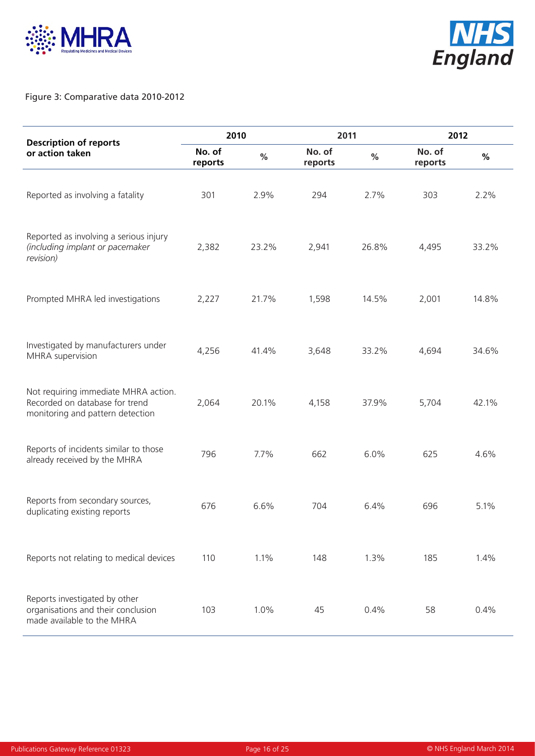Figure 3: Comparative data 2010-2012

| Description of reports or action taken | 2010 | | 2011 | | 2012 | |
|---|---|---|---|---|---|---|
| | No. of reports | % | No. of reports | % | No. of reports | % |
| Reported as involving a fatality | 301 | 2.9% | 294 | 2.7% | 303 | 2.2% |
| Reported as involving a serious injury *(including implant or pacemaker revision)* | 2,382 | 23.2% | 2,941 | 26.8% | 4,495 | 33.2% |
| Prompted MHRA led investigations | 2,227 | 21.7% | 1,598 | 14.5% | 2,001 | 14.8% |
| Investigated by manufacturers under MHRA supervision | 4,256 | 41.4% | 3,648 | 33.2% | 4,694 | 34.6% |
| Not requiring immediate MHRA action. Recorded on database for trend monitoring and pattern detection | 2,064 | 20.1% | 4,158 | 37.9% | 5,704 | 42.1% |
| Reports of incidents similar to those already received by the MHRA | 796 | 7.7% | 662 | 6.0% | 625 | 4.6% |
| Reports from secondary sources, duplicating existing reports | 676 | 6.6% | 704 | 6.4% | 696 | 5.1% |
| Reports not relating to medical devices | 110 | 1.1% | 148 | 1.3% | 185 | 1.4% |
| Reports investigated by other organisations and their conclusion made available to the MHRA | 103 | 1.0% | 45 | 0.4% | 58 | 0.4% |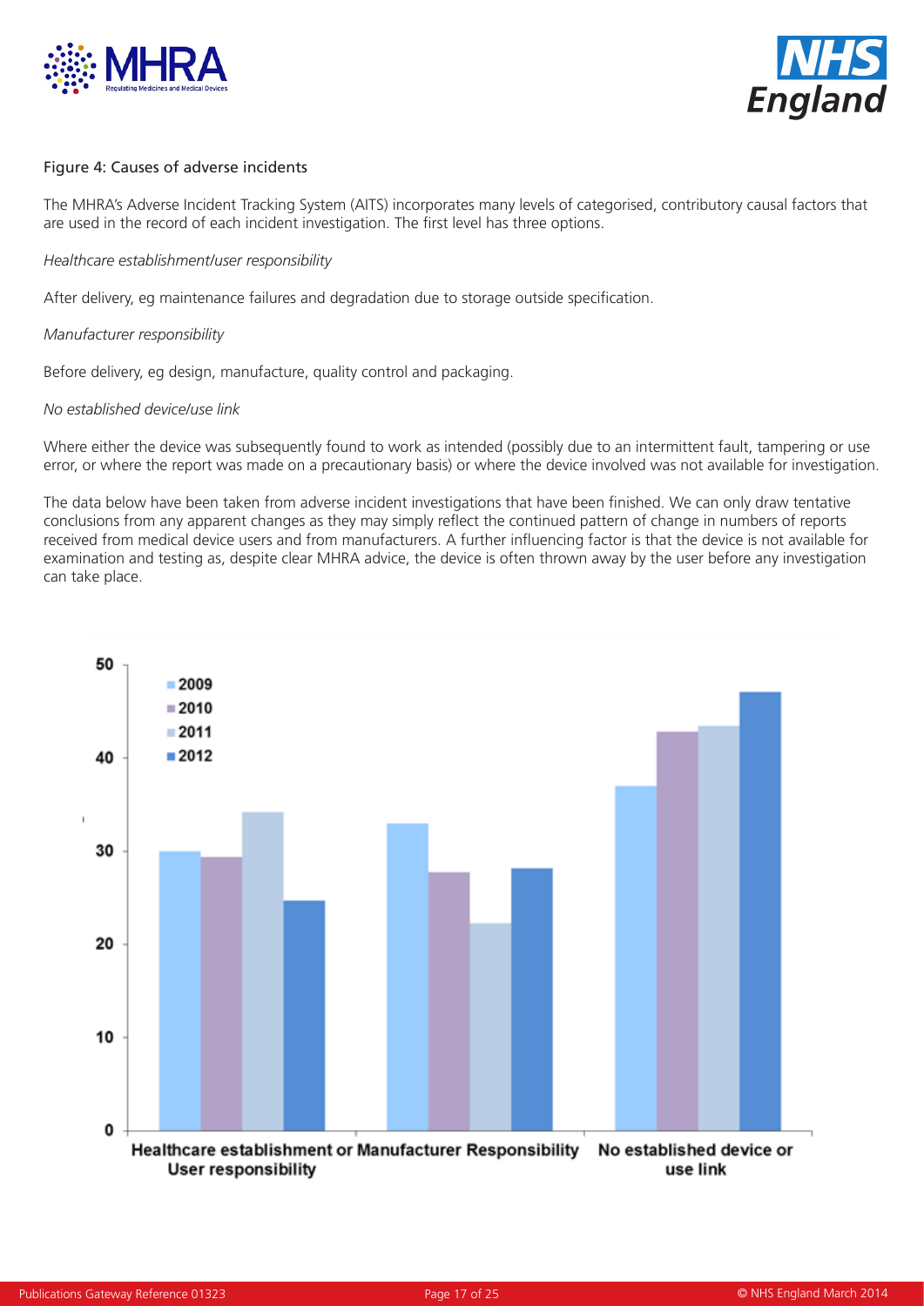Figure 4: Causes of adverse incidents

The MHRA's Adverse Incident Tracking System (AITS) incorporates many levels of categorised, contributory causal factors that are used in the record of each incident investigation. The first level has three options.

*Healthcare establishment/user responsibility*

After delivery, eg maintenance failures and degradation due to storage outside specification.

*Manufacturer responsibility*

Before delivery, eg design, manufacture, quality control and packaging.

*No established device/use link*

Where either the device was subsequently found to work as intended (possibly due to an intermittent fault, tampering or use error, or where the report was made on a precautionary basis) or where the device involved was not available for investigation.

The data below have been taken from adverse incident investigations that have been finished. We can only draw tentative conclusions from any apparent changes as they may simply reflect the continued pattern of change in numbers of reports received from medical device users and from manufacturers. A further influencing factor is that the device is not available for examination and testing as, despite clear MHRA advice, the device is often thrown away by the user before any investigation can take place.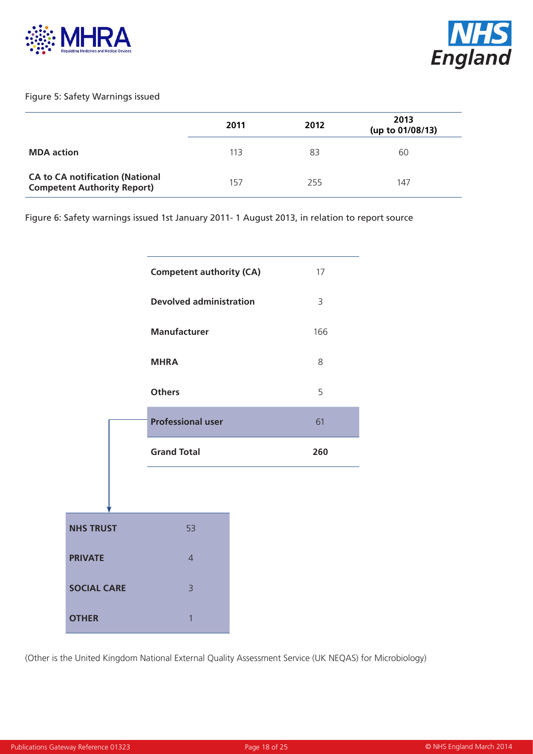Figure 5: Safety Warnings issued

| | 2011 | 2012 | 2013 (up to 01/08/13) |
|---|---|---|---|
| **MDA action** | 113 | 83 | 60 |
| **CA to CA notification (National Competent Authority Report)** | 157 | 255 | 147 |

Figure 6: Safety warnings issued 1st January 2011- 1 August 2013, in relation to report source

| | |
|---|---|
| **Competent authority (CA)** | 17 |
| **Devolved administration** | 3 |
| **Manufacturer** | 166 |
| **MHRA** | 8 |
| **Others** | 5 |
| **Professional user** | 61 |
| **Grand Total** | **260** |

| | |
|---|---|
| **NHS TRUST** | 53 |
| **PRIVATE** | 4 |
| **SOCIAL CARE** | 3 |
| **OTHER** | 1 |

(Other is the United Kingdom National External Quality Assessment Service (UK NEQAS) for Microbiology)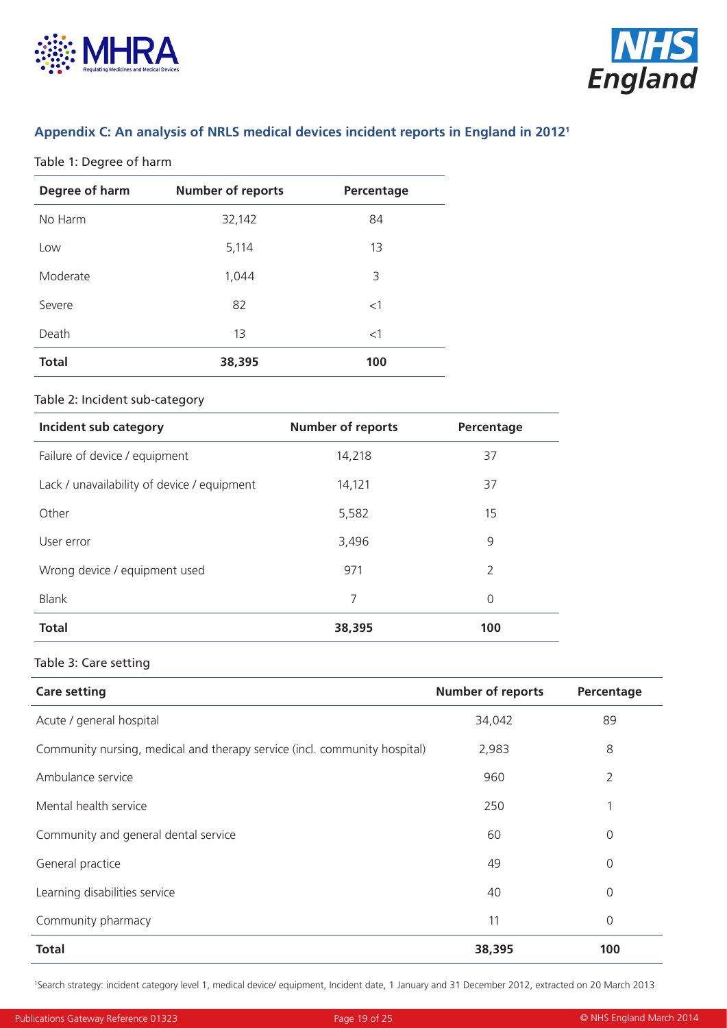## Appendix C: An analysis of NRLS medical devices incident reports in England in 2012[1]

Table 1: Degree of harm

| Degree of harm | Number of reports | Percentage |
|---|---|---|
| No Harm | 32,142 | 84 |
| Low | 5,114 | 13 |
| Moderate | 1,044 | 3 |
| Severe | 82 | <1 |
| Death | 13 | <1 |
| **Total** | **38,395** | **100** |

Table 2: Incident sub-category

| Incident sub category | Number of reports | Percentage |
|---|---|---|
| Failure of device / equipment | 14,218 | 37 |
| Lack / unavailability of device / equipment | 14,121 | 37 |
| Other | 5,582 | 15 |
| User error | 3,496 | 9 |
| Wrong device / equipment used | 971 | 2 |
| Blank | 7 | 0 |
| **Total** | **38,395** | **100** |

Table 3: Care setting

| Care setting | Number of reports | Percentage |
|---|---|---|
| Acute / general hospital | 34,042 | 89 |
| Community nursing, medical and therapy service (incl. community hospital) | 2,983 | 8 |
| Ambulance service | 960 | 2 |
| Mental health service | 250 | 1 |
| Community and general dental service | 60 | 0 |
| General practice | 49 | 0 |
| Learning disabilities service | 40 | 0 |
| Community pharmacy | 11 | 0 |
| **Total** | **38,395** | **100** |

[1]Search strategy: incident category level 1, medical device/ equipment, Incident date, 1 January and 31 December 2012, extracted on 20 March 2013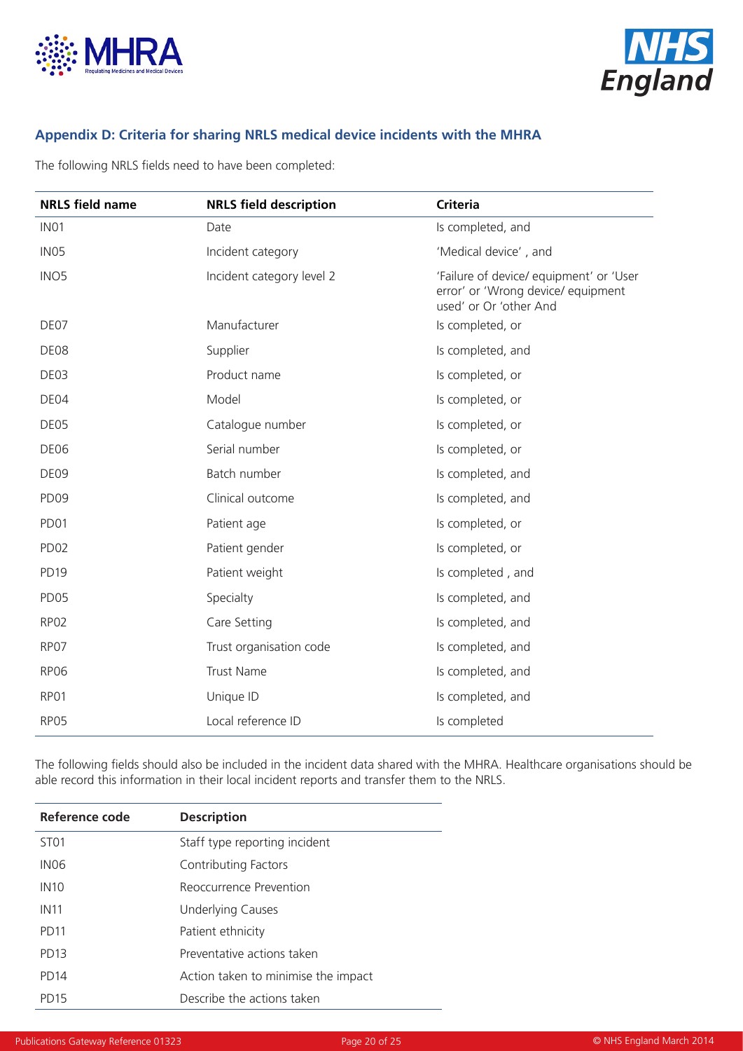## Appendix D: Criteria for sharing NRLS medical device incidents with the MHRA

The following NRLS fields need to have been completed:

| NRLS field name | NRLS field description | Criteria |
|---|---|---|
| IN01 | Date | Is completed, and |
| IN05 | Incident category | 'Medical device' , and |
| INO5 | Incident category level 2 | 'Failure of device/ equipment' or 'User error' or 'Wrong device/ equipment used' or Or 'other And |
| DE07 | Manufacturer | Is completed, or |
| DE08 | Supplier | Is completed, and |
| DE03 | Product name | Is completed, or |
| DE04 | Model | Is completed, or |
| DE05 | Catalogue number | Is completed, or |
| DE06 | Serial number | Is completed, or |
| DE09 | Batch number | Is completed, and |
| PD09 | Clinical outcome | Is completed, and |
| PD01 | Patient age | Is completed, or |
| PD02 | Patient gender | Is completed, or |
| PD19 | Patient weight | Is completed , and |
| PD05 | Specialty | Is completed, and |
| RP02 | Care Setting | Is completed, and |
| RP07 | Trust organisation code | Is completed, and |
| RP06 | Trust Name | Is completed, and |
| RP01 | Unique ID | Is completed, and |
| RP05 | Local reference ID | Is completed |

The following fields should also be included in the incident data shared with the MHRA. Healthcare organisations should be able record this information in their local incident reports and transfer them to the NRLS.

| Reference code | Description |
|---|---|
| ST01 | Staff type reporting incident |
| IN06 | Contributing Factors |
| IN10 | Reoccurrence Prevention |
| IN11 | Underlying Causes |
| PD11 | Patient ethnicity |
| PD13 | Preventative actions taken |
| PD14 | Action taken to minimise the impact |
| PD15 | Describe the actions taken |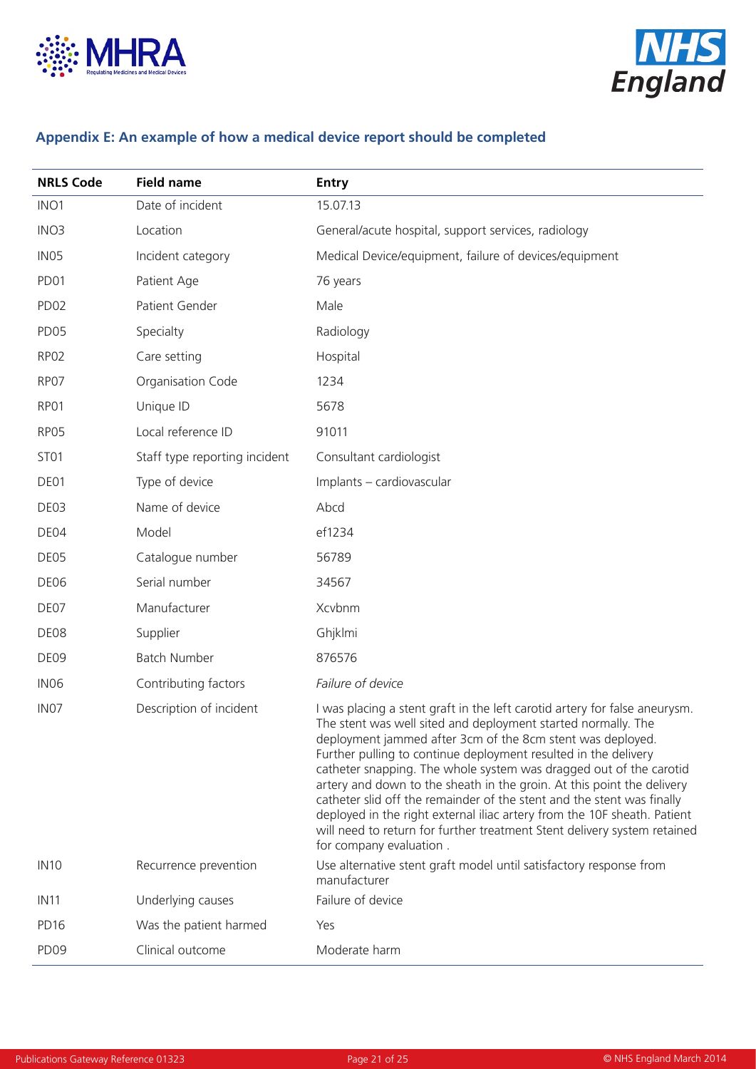## Appendix E: An example of how a medical device report should be completed

| NRLS Code | Field name | Entry |
|---|---|---|
| INO1 | Date of incident | 15.07.13 |
| INO3 | Location | General/acute hospital, support services, radiology |
| IN05 | Incident category | Medical Device/equipment, failure of devices/equipment |
| PD01 | Patient Age | 76 years |
| PD02 | Patient Gender | Male |
| PD05 | Specialty | Radiology |
| RP02 | Care setting | Hospital |
| RP07 | Organisation Code | 1234 |
| RP01 | Unique ID | 5678 |
| RP05 | Local reference ID | 91011 |
| ST01 | Staff type reporting incident | Consultant cardiologist |
| DE01 | Type of device | Implants – cardiovascular |
| DE03 | Name of device | Abcd |
| DE04 | Model | ef1234 |
| DE05 | Catalogue number | 56789 |
| DE06 | Serial number | 34567 |
| DE07 | Manufacturer | Xcvbnm |
| DE08 | Supplier | Ghjklmi |
| DE09 | Batch Number | 876576 |
| IN06 | Contributing factors | *Failure of device* |
| IN07 | Description of incident | I was placing a stent graft in the left carotid artery for false aneurysm. The stent was well sited and deployment started normally. The deployment jammed after 3cm of the 8cm stent was deployed. Further pulling to continue deployment resulted in the delivery catheter snapping. The whole system was dragged out of the carotid artery and down to the sheath in the groin. At this point the delivery catheter slid off the remainder of the stent and the stent was finally deployed in the right external iliac artery from the 10F sheath. Patient will need to return for further treatment Stent delivery system retained for company evaluation . |
| IN10 | Recurrence prevention | Use alternative stent graft model until satisfactory response from manufacturer |
| IN11 | Underlying causes | Failure of device |
| PD16 | Was the patient harmed | Yes |
| PD09 | Clinical outcome | Moderate harm |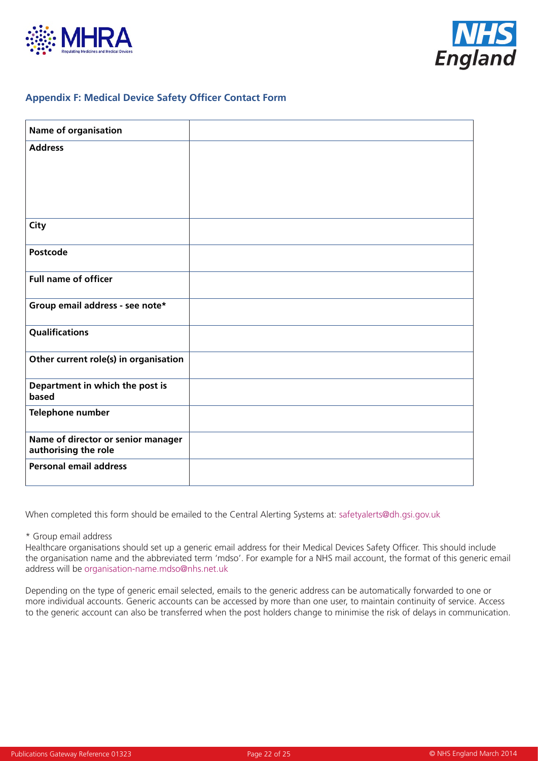## Appendix F: Medical Device Safety Officer Contact Form

| | |
|---|---|
| **Name of organisation** | |
| **Address** | |
| **City** | |
| **Postcode** | |
| **Full name of officer** | |
| **Group email address - see note*** | |
| **Qualifications** | |
| **Other current role(s) in organisation** | |
| **Department in which the post is based** | |
| **Telephone number** | |
| **Name of director or senior manager authorising the role** | |
| **Personal email address** | |

When completed this form should be emailed to the Central Alerting Systems at: safetyalerts@dh.gsi.gov.uk

\* Group email address

Healthcare organisations should set up a generic email address for their Medical Devices Safety Officer. This should include the organisation name and the abbreviated term 'mdso'. For example for a NHS mail account, the format of this generic email address will be organisation-name.mdso@nhs.net.uk

Depending on the type of generic email selected, emails to the generic address can be automatically forwarded to one or more individual accounts. Generic accounts can be accessed by more than one user, to maintain continuity of service. Access to the generic account can also be transferred when the post holders change to minimise the risk of delays in communication.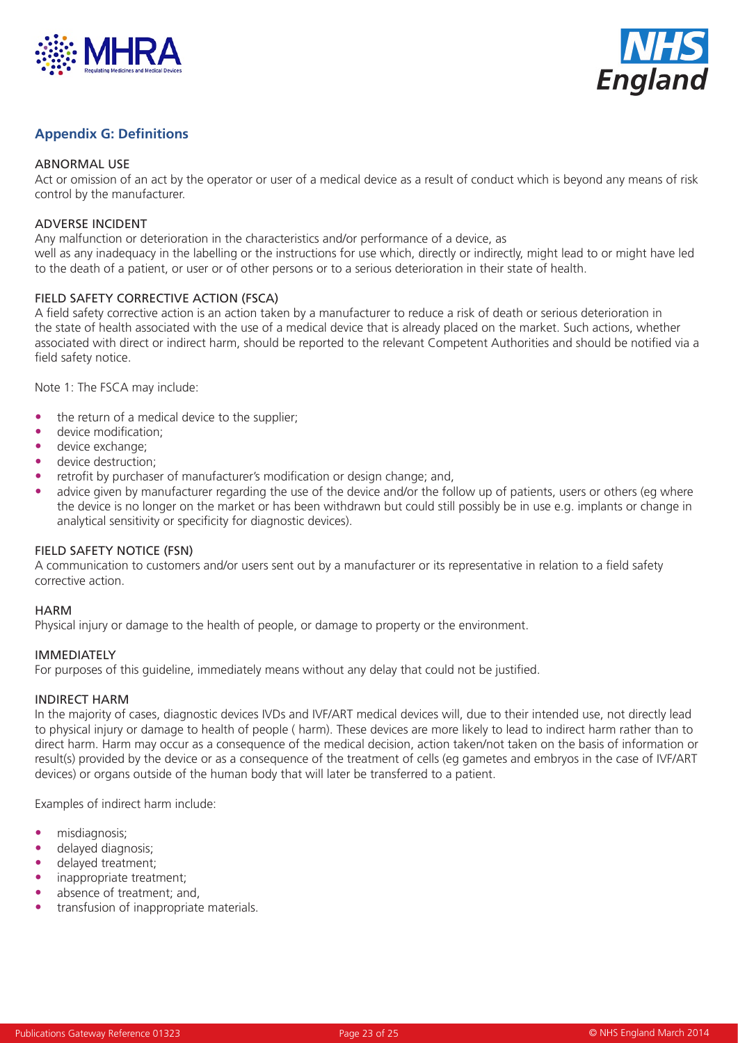## Appendix G: Definitions

### ABNORMAL USE

Act or omission of an act by the operator or user of a medical device as a result of conduct which is beyond any means of risk control by the manufacturer.

### ADVERSE INCIDENT

Any malfunction or deterioration in the characteristics and/or performance of a device, as well as any inadequacy in the labelling or the instructions for use which, directly or indirectly, might lead to or might have led to the death of a patient, or user or of other persons or to a serious deterioration in their state of health.

### FIELD SAFETY CORRECTIVE ACTION (FSCA)

A field safety corrective action is an action taken by a manufacturer to reduce a risk of death or serious deterioration in the state of health associated with the use of a medical device that is already placed on the market. Such actions, whether associated with direct or indirect harm, should be reported to the relevant Competent Authorities and should be notified via a field safety notice.

Note 1: The FSCA may include:

- the return of a medical device to the supplier;
- device modification;
- device exchange;
- device destruction;
- retrofit by purchaser of manufacturer's modification or design change; and,
- advice given by manufacturer regarding the use of the device and/or the follow up of patients, users or others (eg where the device is no longer on the market or has been withdrawn but could still possibly be in use e.g. implants or change in analytical sensitivity or specificity for diagnostic devices).

### FIELD SAFETY NOTICE (FSN)

A communication to customers and/or users sent out by a manufacturer or its representative in relation to a field safety corrective action.

### HARM

Physical injury or damage to the health of people, or damage to property or the environment.

### IMMEDIATELY

For purposes of this guideline, immediately means without any delay that could not be justified.

### INDIRECT HARM

In the majority of cases, diagnostic devices IVDs and IVF/ART medical devices will, due to their intended use, not directly lead to physical injury or damage to health of people ( harm). These devices are more likely to lead to indirect harm rather than to direct harm. Harm may occur as a consequence of the medical decision, action taken/not taken on the basis of information or result(s) provided by the device or as a consequence of the treatment of cells (eg gametes and embryos in the case of IVF/ART devices) or organs outside of the human body that will later be transferred to a patient.

Examples of indirect harm include:

- misdiagnosis;
- delayed diagnosis;
- delayed treatment;
- inappropriate treatment;
- absence of treatment; and,
- transfusion of inappropriate materials.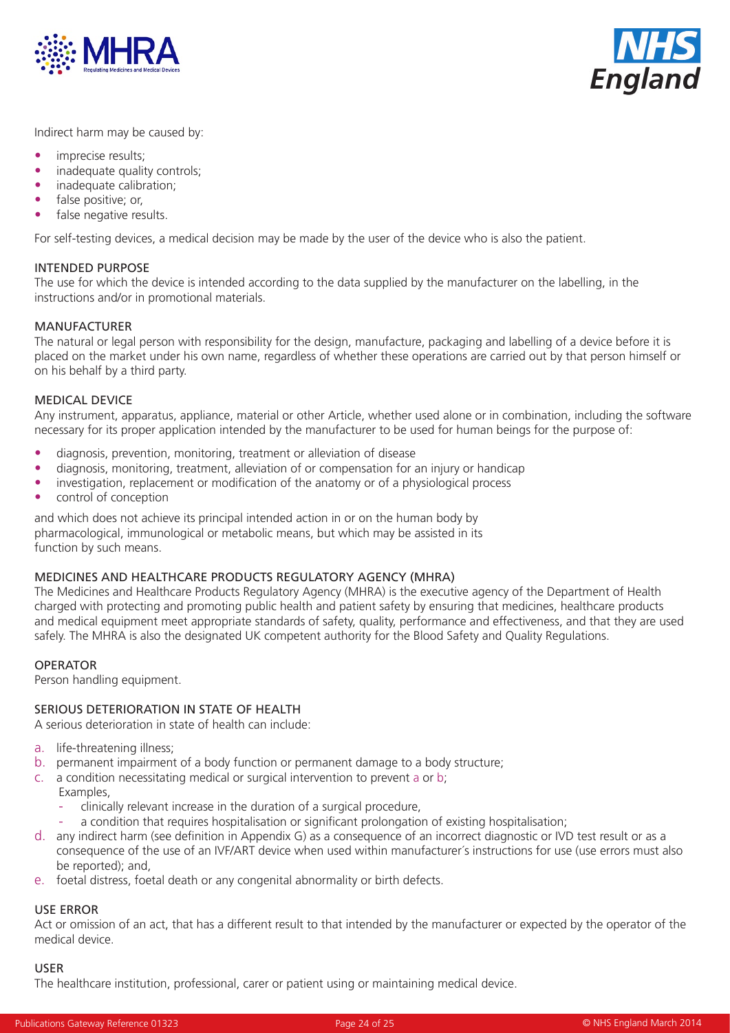Indirect harm may be caused by:

- imprecise results;
- inadequate quality controls;
- inadequate calibration;
- false positive; or,
- false negative results.

For self-testing devices, a medical decision may be made by the user of the device who is also the patient.

### INTENDED PURPOSE

The use for which the device is intended according to the data supplied by the manufacturer on the labelling, in the instructions and/or in promotional materials.

### MANUFACTURER

The natural or legal person with responsibility for the design, manufacture, packaging and labelling of a device before it is placed on the market under his own name, regardless of whether these operations are carried out by that person himself or on his behalf by a third party.

### MEDICAL DEVICE

Any instrument, apparatus, appliance, material or other Article, whether used alone or in combination, including the software necessary for its proper application intended by the manufacturer to be used for human beings for the purpose of:

- diagnosis, prevention, monitoring, treatment or alleviation of disease
- diagnosis, monitoring, treatment, alleviation of or compensation for an injury or handicap
- investigation, replacement or modification of the anatomy or of a physiological process
- control of conception

and which does not achieve its principal intended action in or on the human body by pharmacological, immunological or metabolic means, but which may be assisted in its function by such means.

### MEDICINES AND HEALTHCARE PRODUCTS REGULATORY AGENCY (MHRA)

The Medicines and Healthcare Products Regulatory Agency (MHRA) is the executive agency of the Department of Health charged with protecting and promoting public health and patient safety by ensuring that medicines, healthcare products and medical equipment meet appropriate standards of safety, quality, performance and effectiveness, and that they are used safely. The MHRA is also the designated UK competent authority for the Blood Safety and Quality Regulations.

### OPERATOR

Person handling equipment.

### SERIOUS DETERIORATION IN STATE OF HEALTH

A serious deterioration in state of health can include:

a. life-threatening illness;
b. permanent impairment of a body function or permanent damage to a body structure;
c. a condition necessitating medical or surgical intervention to prevent a or b;
   Examples,
   - clinically relevant increase in the duration of a surgical procedure,
   - a condition that requires hospitalisation or significant prolongation of existing hospitalisation;
d. any indirect harm (see definition in Appendix G) as a consequence of an incorrect diagnostic or IVD test result or as a consequence of the use of an IVF/ART device when used within manufacturer´s instructions for use (use errors must also be reported); and,
e. foetal distress, foetal death or any congenital abnormality or birth defects.

### USE ERROR

Act or omission of an act, that has a different result to that intended by the manufacturer or expected by the operator of the medical device.

### USER

The healthcare institution, professional, carer or patient using or maintaining medical device.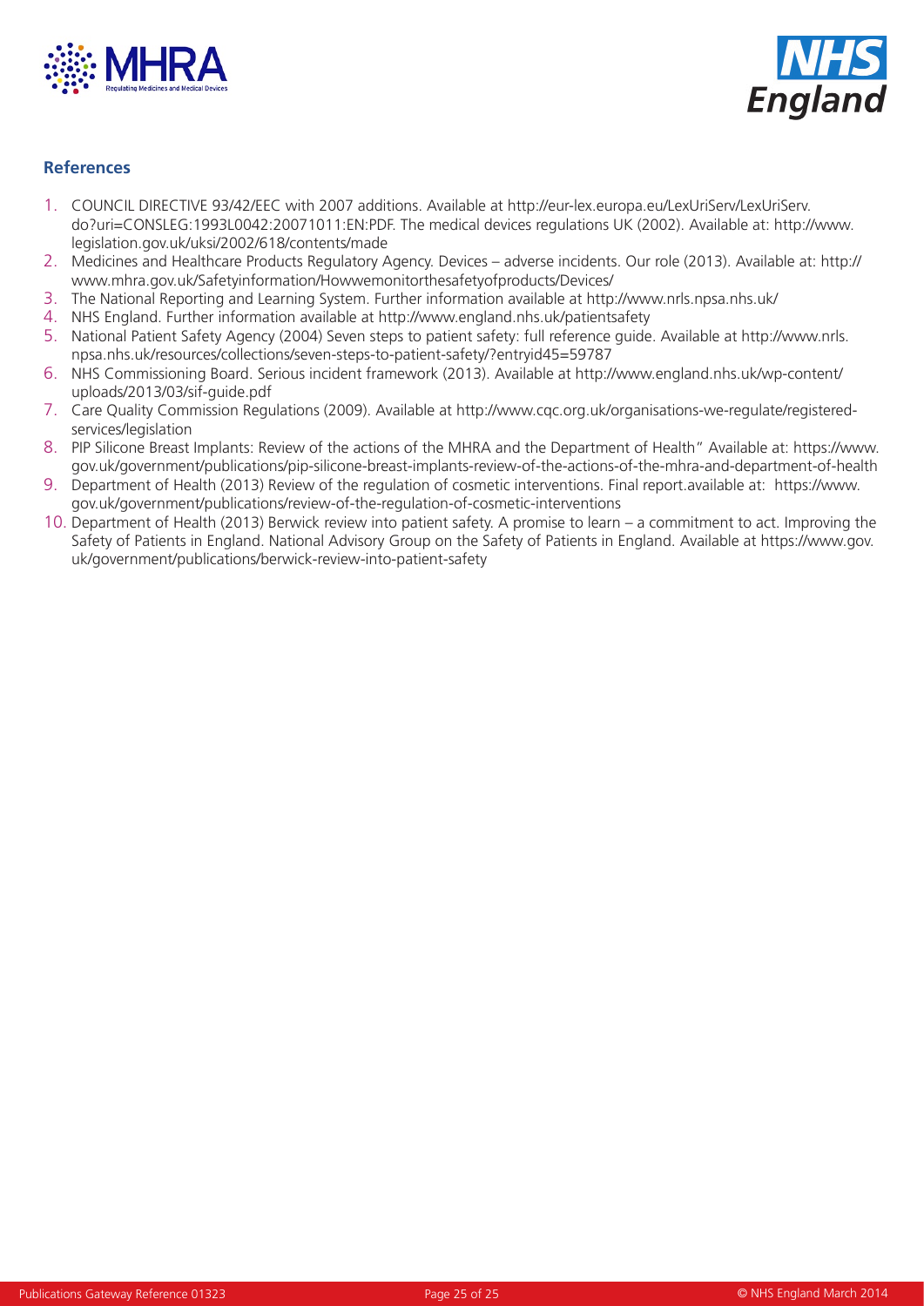## References

1. COUNCIL DIRECTIVE 93/42/EEC with 2007 additions. Available at http://eur-lex.europa.eu/LexUriServ/LexUriServ.do?uri=CONSLEG:1993L0042:20071011:EN:PDF. The medical devices regulations UK (2002). Available at: http://www.legislation.gov.uk/uksi/2002/618/contents/made
2. Medicines and Healthcare Products Regulatory Agency. Devices – adverse incidents. Our role (2013). Available at: http://www.mhra.gov.uk/Safetyinformation/Howwemonitorthesafetyofproducts/Devices/
3. The National Reporting and Learning System. Further information available at http://www.nrls.npsa.nhs.uk/
4. NHS England. Further information available at http://www.england.nhs.uk/patientsafety
5. National Patient Safety Agency (2004) Seven steps to patient safety: full reference guide. Available at http://www.nrls.npsa.nhs.uk/resources/collections/seven-steps-to-patient-safety/?entryid45=59787
6. NHS Commissioning Board. Serious incident framework (2013). Available at http://www.england.nhs.uk/wp-content/uploads/2013/03/sif-guide.pdf
7. Care Quality Commission Regulations (2009). Available at http://www.cqc.org.uk/organisations-we-regulate/registered-services/legislation
8. PIP Silicone Breast Implants: Review of the actions of the MHRA and the Department of Health" Available at: https://www.gov.uk/government/publications/pip-silicone-breast-implants-review-of-the-actions-of-the-mhra-and-department-of-health
9. Department of Health (2013) Review of the regulation of cosmetic interventions. Final report.available at: https://www.gov.uk/government/publications/review-of-the-regulation-of-cosmetic-interventions
10. Department of Health (2013) Berwick review into patient safety. A promise to learn – a commitment to act. Improving the Safety of Patients in England. National Advisory Group on the Safety of Patients in England. Available at https://www.gov.uk/government/publications/berwick-review-into-patient-safety